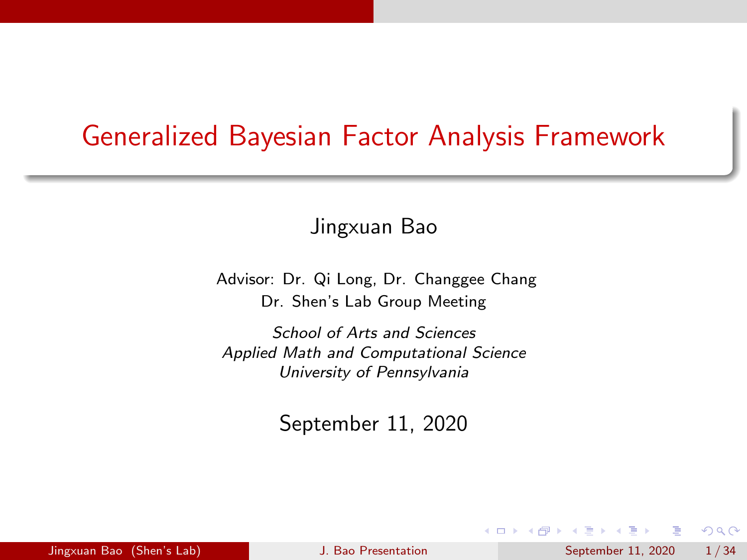# Generalized Bayesian Factor Analysis Framework

Jingxuan Bao

Advisor: Dr. Qi Long, Dr. Changgee Chang
Dr. Shen's Lab Group Meeting

*School of Arts and Sciences*
*Applied Math and Computational Science*
*University of Pennsylvania*

September 11, 2020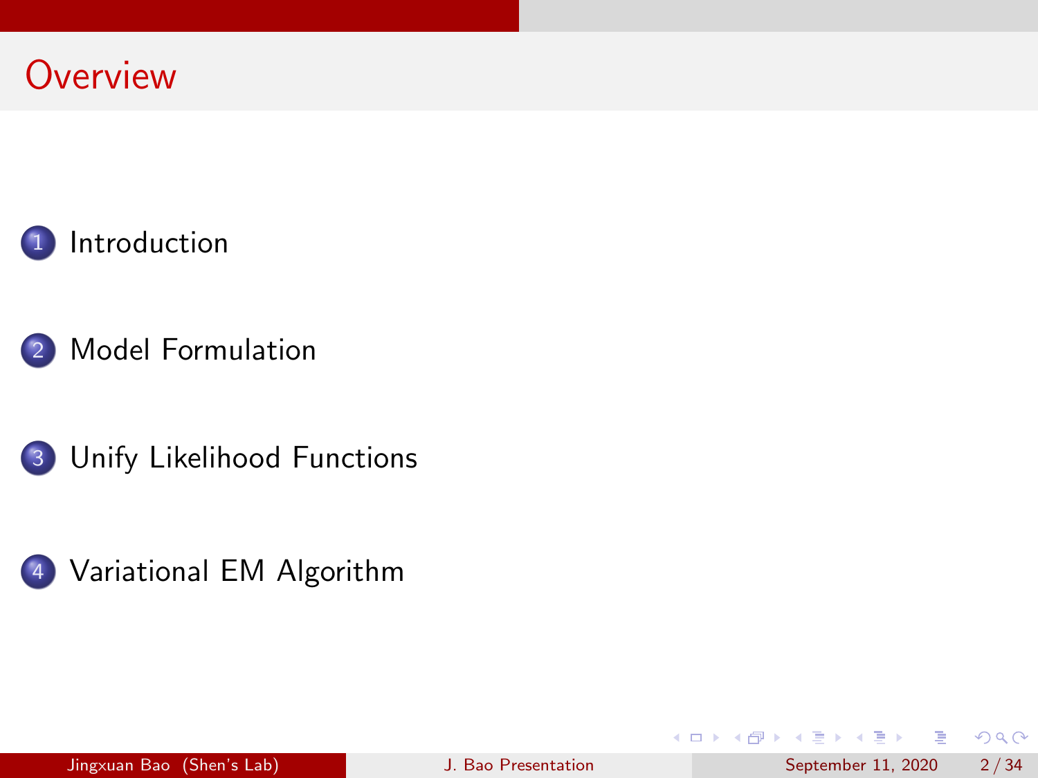# Overview

1. Introduction
2. Model Formulation
3. Unify Likelihood Functions
4. Variational EM Algorithm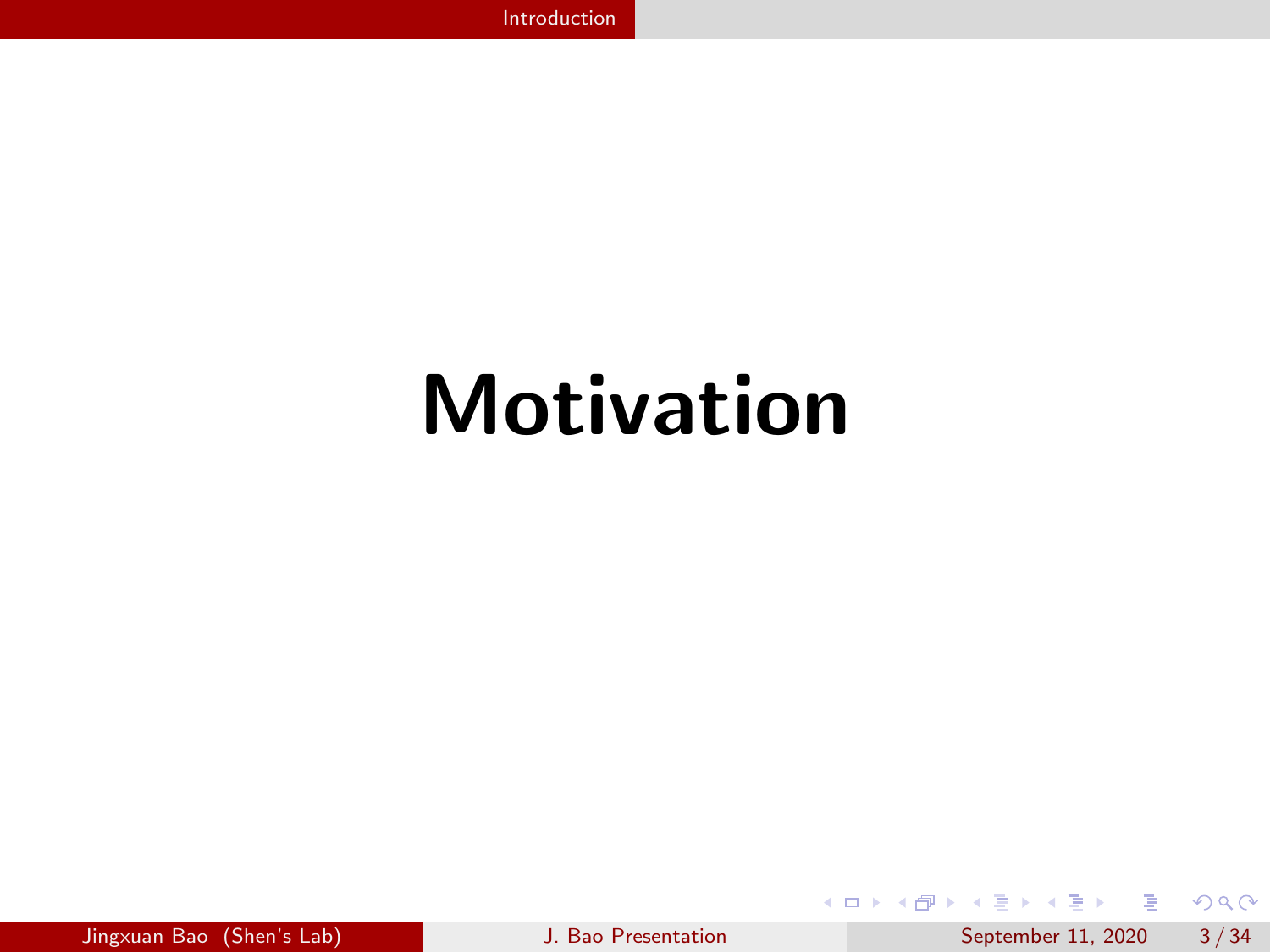# Motivation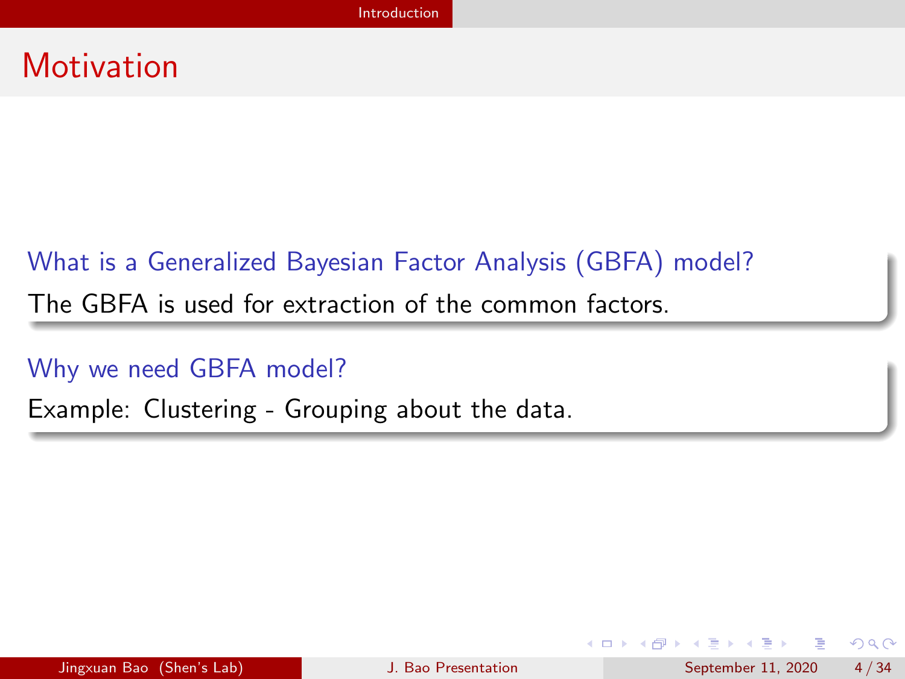# Motivation

**What is a Generalized Bayesian Factor Analysis (GBFA) model?**

The GBFA is used for extraction of the common factors.

**Why we need GBFA model?**

Example: Clustering - Grouping about the data.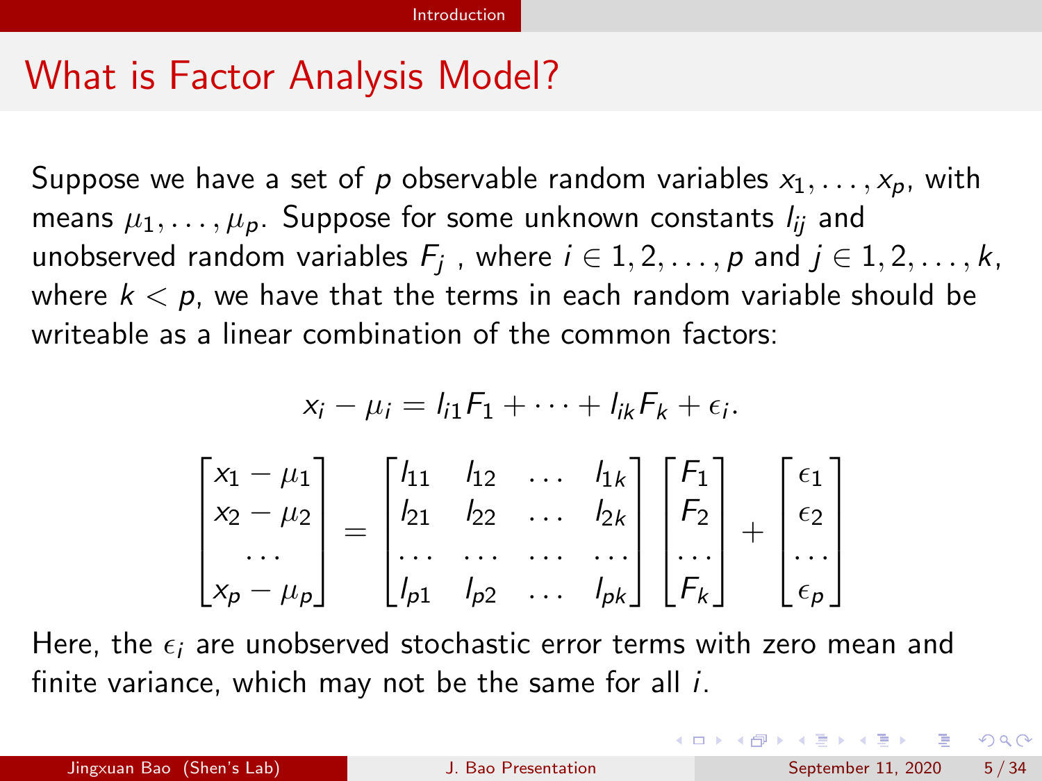# What is Factor Analysis Model?

Suppose we have a set of $p$ observable random variables $x_1, \dots, x_p$, with means $\mu_1, \dots, \mu_p$. Suppose for some unknown constants $l_{ij}$ and unobserved random variables $F_j$ , where $i \in 1, 2, \dots, p$ and $j \in 1, 2, \dots, k$, where $k < p$, we have that the terms in each random variable should be writeable as a linear combination of the common factors:

$$x_i - \mu_i = l_{i1} F_1 + \cdots + l_{ik} F_k + \epsilon_i.$$

$$\begin{bmatrix} x_1 - \mu_1 \\ x_2 - \mu_2 \\ \dots \\ x_p - \mu_p \end{bmatrix} = \begin{bmatrix} l_{11} & l_{12} & \dots & l_{1k} \\ l_{21} & l_{22} & \dots & l_{2k} \\ \dots & \dots & \dots & \dots \\ l_{p1} & l_{p2} & \dots & l_{pk} \end{bmatrix} \begin{bmatrix} F_1 \\ F_2 \\ \dots \\ F_k \end{bmatrix} + \begin{bmatrix} \epsilon_1 \\ \epsilon_2 \\ \dots \\ \epsilon_p \end{bmatrix}$$

Here, the $\epsilon_i$ are unobserved stochastic error terms with zero mean and finite variance, which may not be the same for all $i$.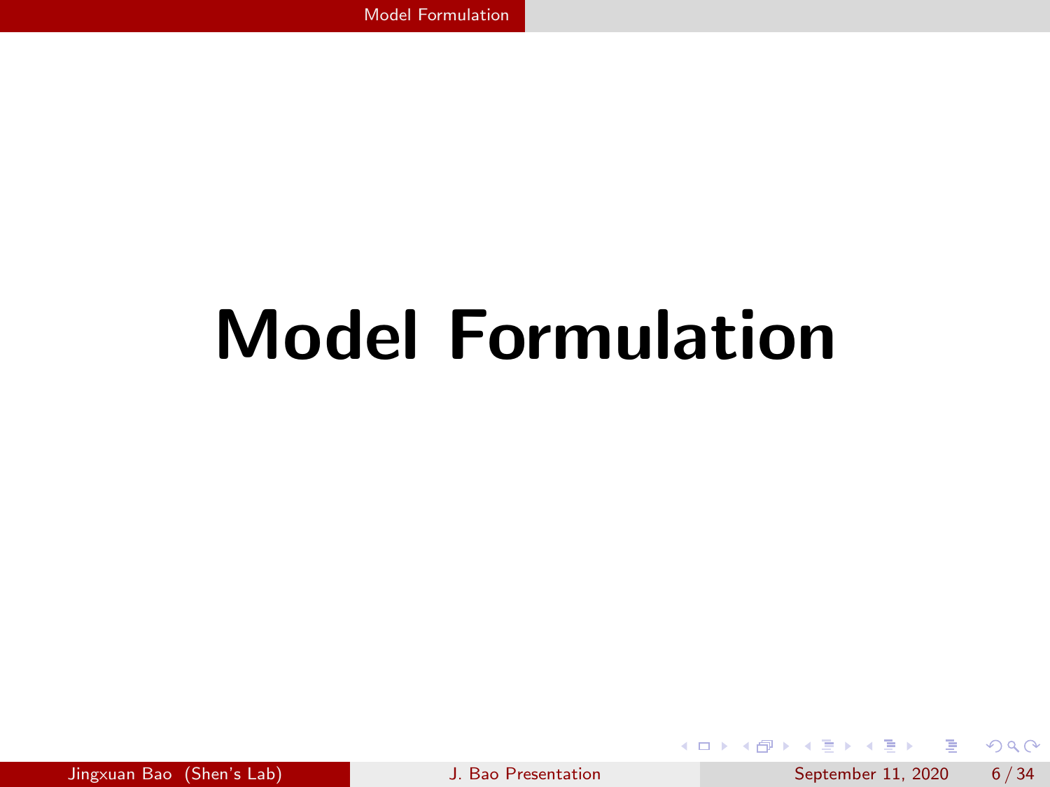# Model Formulation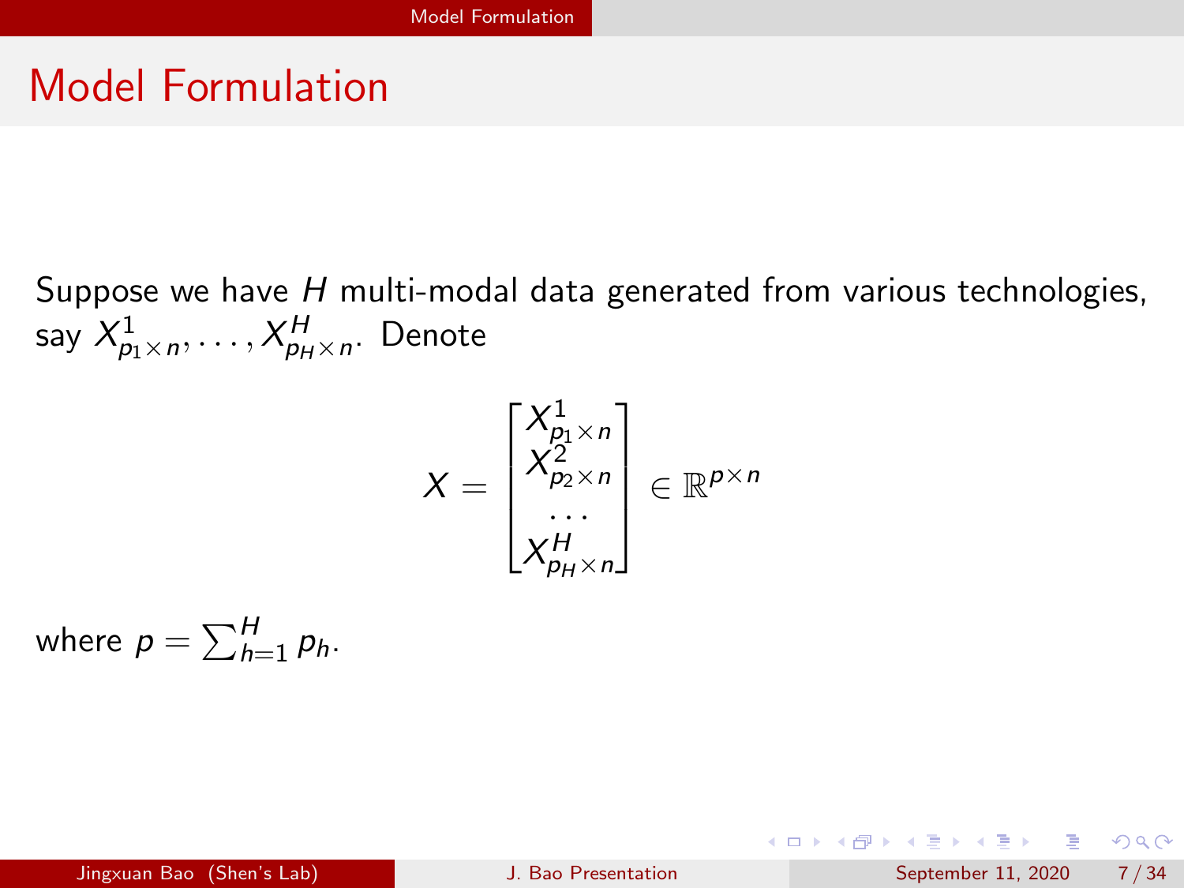# Model Formulation

Suppose we have $H$ multi-modal data generated from various technologies, say $X^1_{p_1 \times n}, \ldots, X^H_{p_H \times n}$. Denote

$$X = \begin{bmatrix} X^1_{p_1 \times n} \\ X^2_{p_2 \times n} \\ \cdots \\ X^H_{p_H \times n} \end{bmatrix} \in \mathbb{R}^{p \times n}$$

where $p = \sum_{h=1}^{H} p_h$.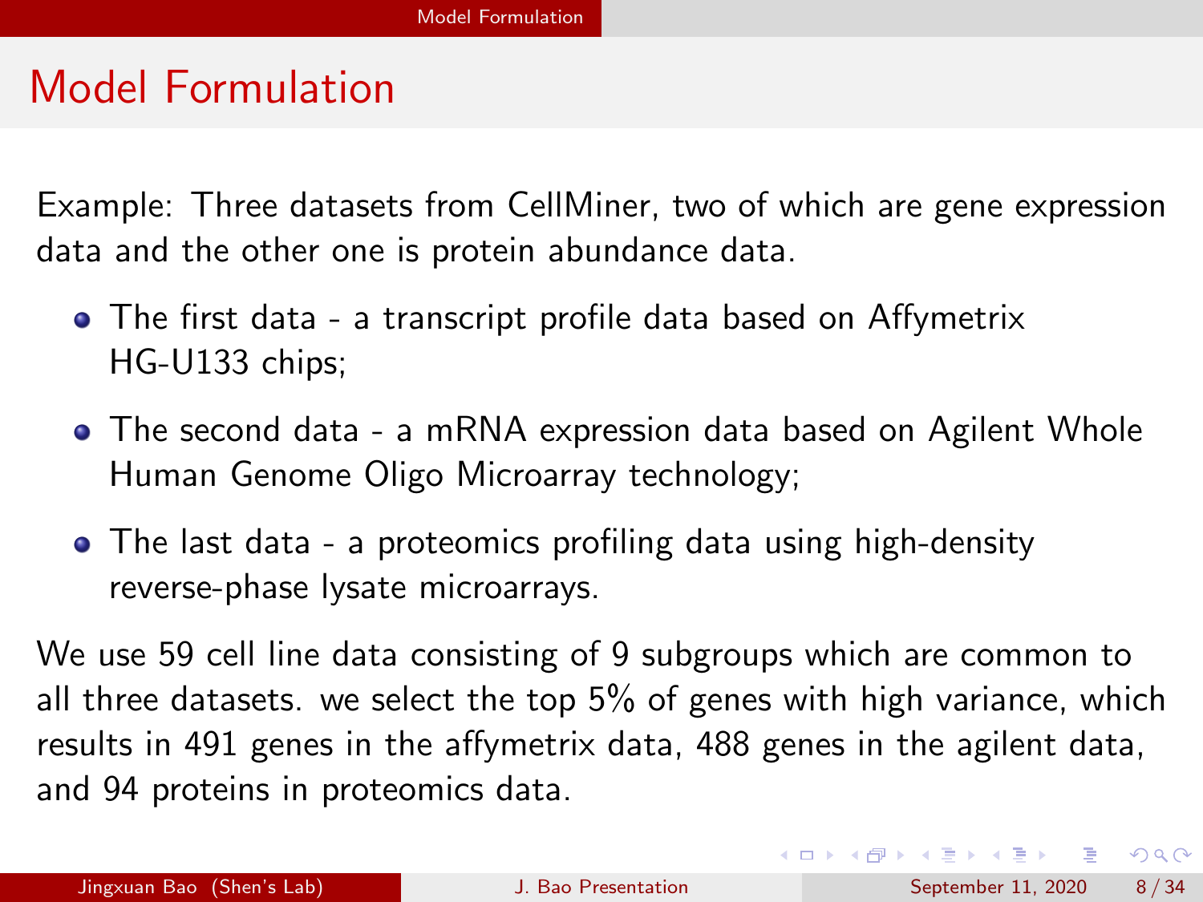# Model Formulation

Example: Three datasets from CellMiner, two of which are gene expression data and the other one is protein abundance data.

- The first data - a transcript profile data based on Affymetrix HG-U133 chips;
- The second data - a mRNA expression data based on Agilent Whole Human Genome Oligo Microarray technology;
- The last data - a proteomics profiling data using high-density reverse-phase lysate microarrays.

We use 59 cell line data consisting of 9 subgroups which are common to all three datasets. we select the top 5% of genes with high variance, which results in 491 genes in the affymetrix data, 488 genes in the agilent data, and 94 proteins in proteomics data.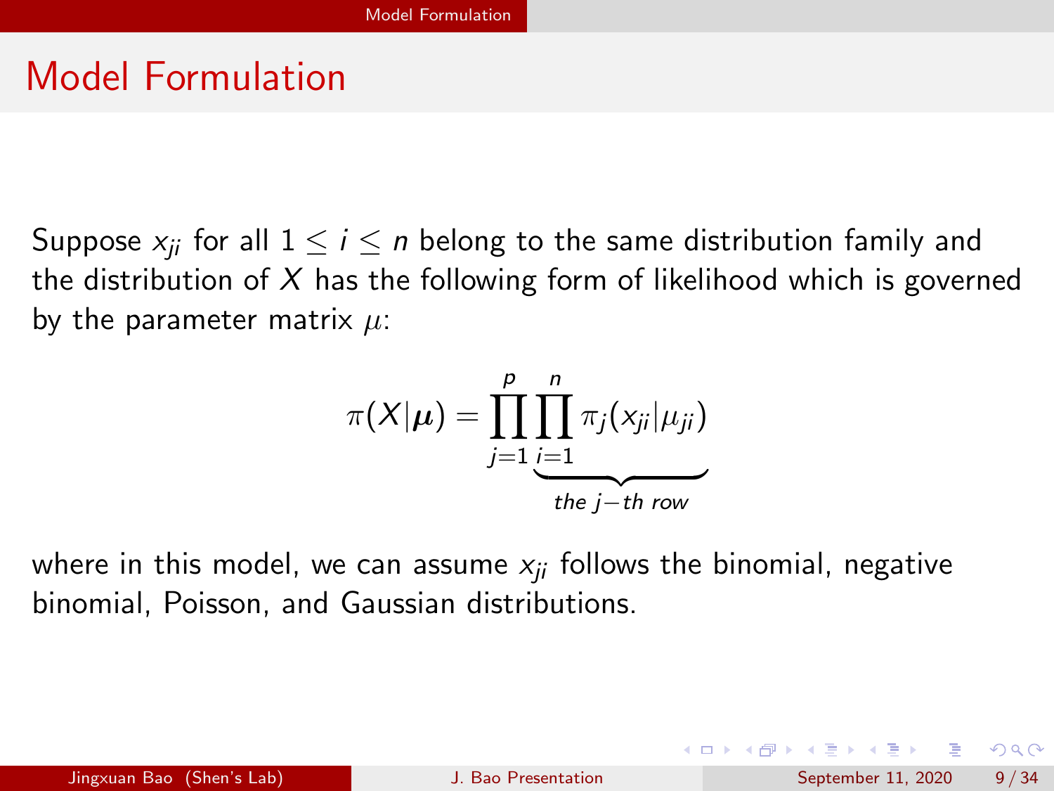# Model Formulation

Suppose $x_{ji}$ for all $1 \leq i \leq n$ belong to the same distribution family and the distribution of $X$ has the following form of likelihood which is governed by the parameter matrix $\mu$:

$$\pi(X|\boldsymbol{\mu}) = \prod_{j=1}^{p} \underbrace{\prod_{i=1}^{n} \pi_j(x_{ji}|\mu_{ji})}_{\text{the } j-\text{th row}}$$

where in this model, we can assume $x_{ji}$ follows the binomial, negative binomial, Poisson, and Gaussian distributions.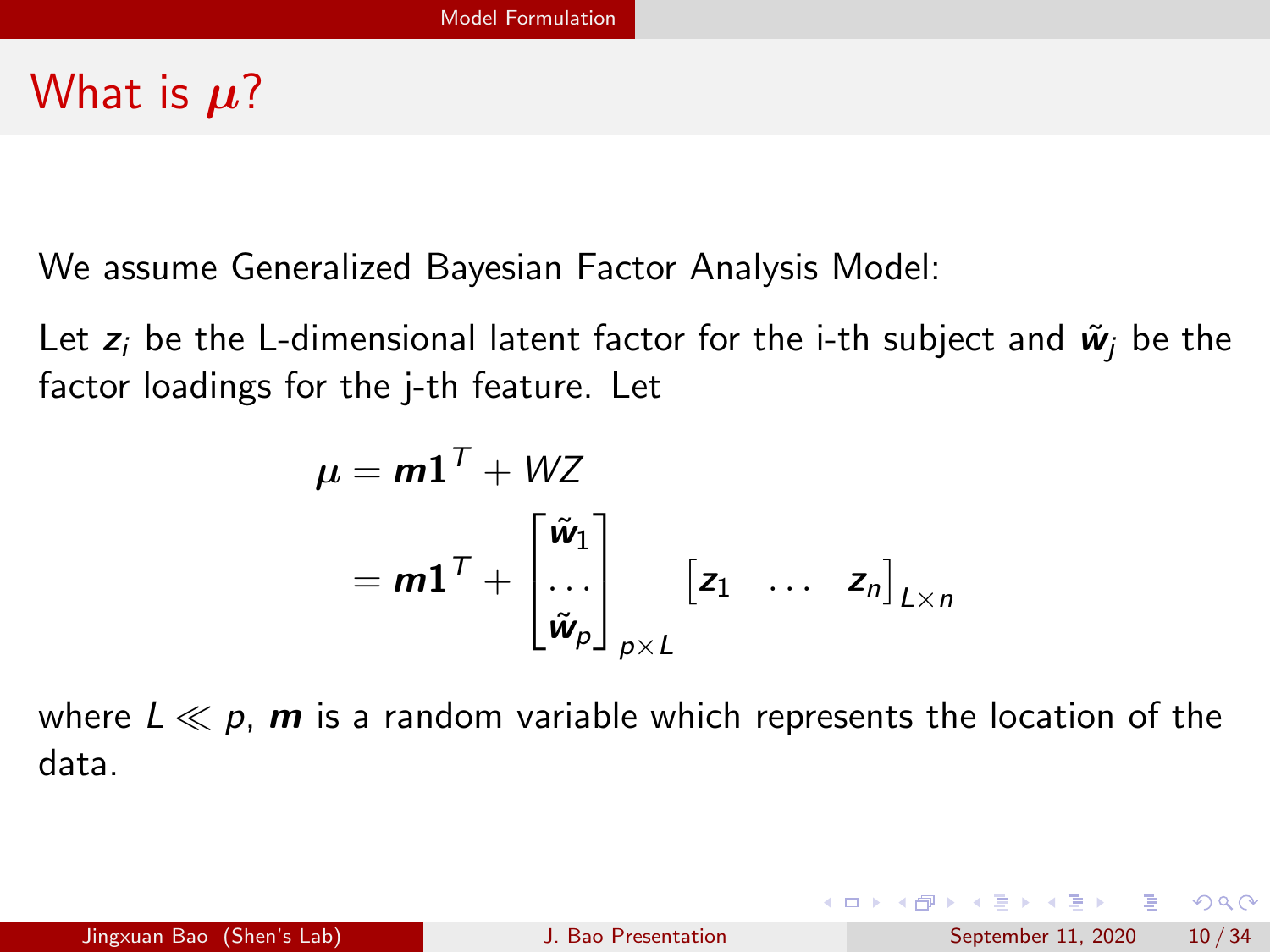# What is $\boldsymbol{\mu}$?

We assume Generalized Bayesian Factor Analysis Model:

Let $\boldsymbol{z}_i$ be the L-dimensional latent factor for the i-th subject and $\tilde{\boldsymbol{w}}_j$ be the factor loadings for the j-th feature. Let

$$
\begin{aligned}
\boldsymbol{\mu} &= \boldsymbol{m}\mathbf{1}^T + WZ \\
&= \boldsymbol{m}\mathbf{1}^T + \begin{bmatrix} \tilde{\boldsymbol{w}}_1 \\ \dots \\ \tilde{\boldsymbol{w}}_p \end{bmatrix}_{p \times L} \begin{bmatrix} \boldsymbol{z}_1 & \dots & \boldsymbol{z}_n \end{bmatrix}_{L \times n}
\end{aligned}
$$

where $L \ll p$, $\boldsymbol{m}$ is a random variable which represents the location of the data.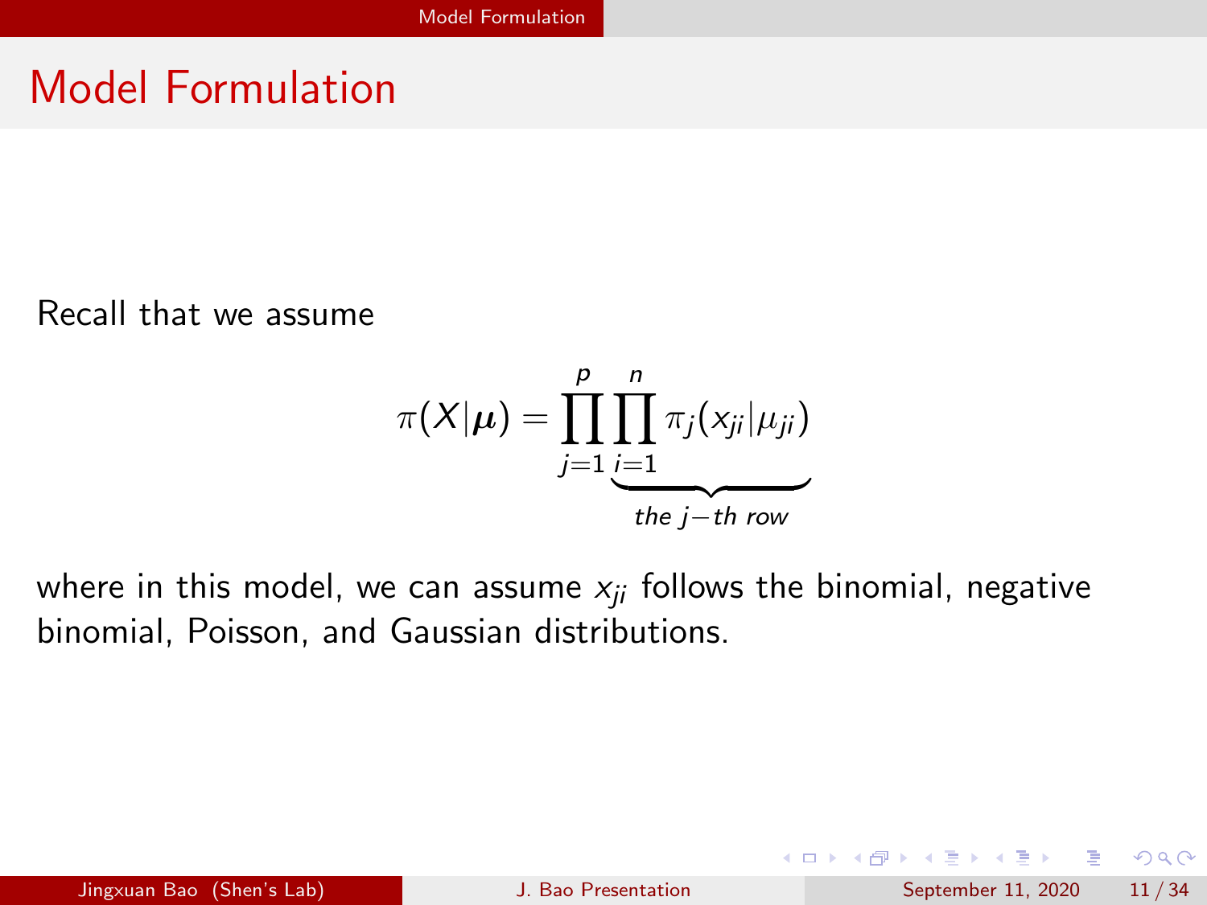# Model Formulation

Recall that we assume

$$\pi(X|\boldsymbol{\mu}) = \prod_{j=1}^{p} \underbrace{\prod_{i=1}^{n} \pi_j(x_{ji}|\mu_{ji})}_{the\ j-th\ row}$$

where in this model, we can assume $x_{ji}$ follows the binomial, negative binomial, Poisson, and Gaussian distributions.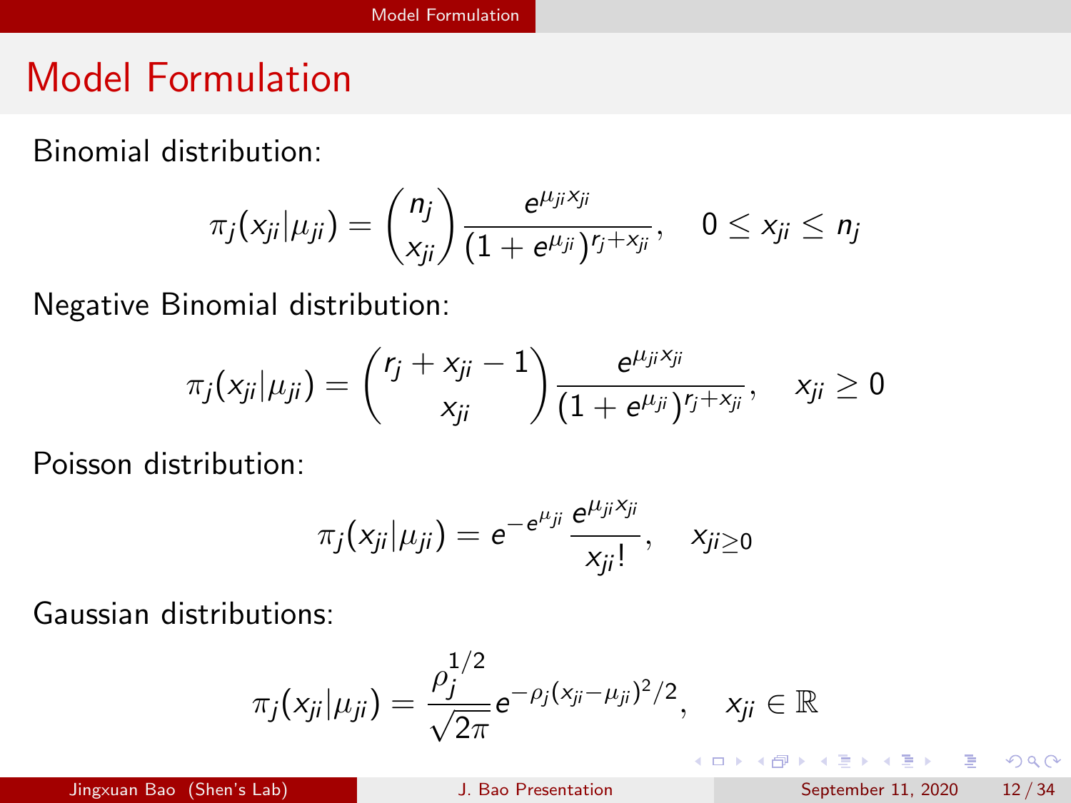# Model Formulation

Binomial distribution:

$$\pi_j(x_{ji}|\mu_{ji}) = \binom{n_j}{x_{ji}} \frac{e^{\mu_{ji} x_{ji}}}{(1 + e^{\mu_{ji}})^{r_j + x_{ji}}}, \quad 0 \leq x_{ji} \leq n_j$$

Negative Binomial distribution:

$$\pi_j(x_{ji}|\mu_{ji}) = \binom{r_j + x_{ji} - 1}{x_{ji}} \frac{e^{\mu_{ji} x_{ji}}}{(1 + e^{\mu_{ji}})^{r_j + x_{ji}}}, \quad x_{ji} \geq 0$$

Poisson distribution:

$$\pi_j(x_{ji}|\mu_{ji}) = e^{-e^{\mu_{ji}}} \frac{e^{\mu_{ji} x_{ji}}}{x_{ji}!}, \quad x_{ji \geq 0}$$

Gaussian distributions:

$$\pi_j(x_{ji}|\mu_{ji}) = \frac{\rho_j^{1/2}}{\sqrt{2\pi}} e^{-\rho_j (x_{ji} - \mu_{ji})^2 / 2}, \quad x_{ji} \in \mathbb{R}$$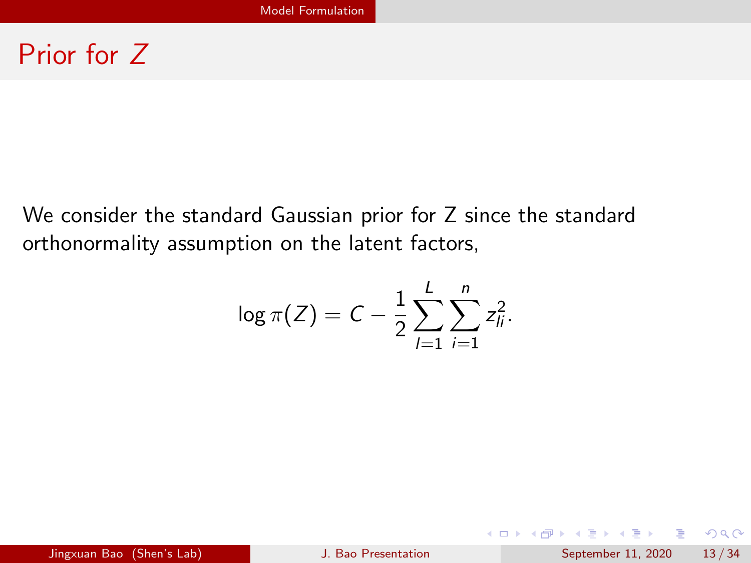# Prior for $Z$

We consider the standard Gaussian prior for Z since the standard orthonormality assumption on the latent factors,

$$\log \pi(Z) = C - \frac{1}{2} \sum_{l=1}^{L} \sum_{i=1}^{n} z_{li}^2.$$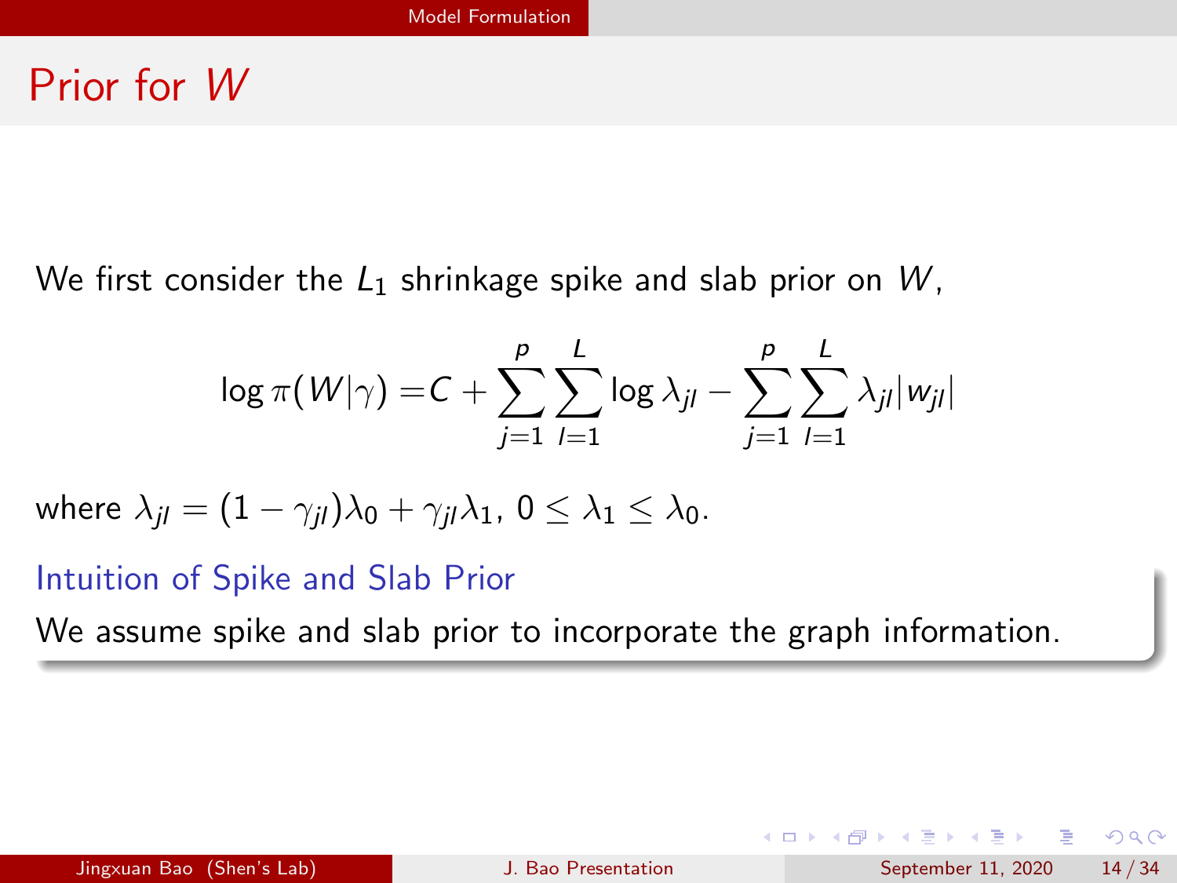# Prior for $W$

We first consider the $L_1$ shrinkage spike and slab prior on $W$,

$$\log \pi(W|\gamma) = C + \sum_{j=1}^{p} \sum_{l=1}^{L} \log \lambda_{jl} - \sum_{j=1}^{p} \sum_{l=1}^{L} \lambda_{jl} |w_{jl}|$$

where $\lambda_{jl} = (1 - \gamma_{jl})\lambda_0 + \gamma_{jl}\lambda_1$, $0 \leq \lambda_1 \leq \lambda_0$.

**Intuition of Spike and Slab Prior**

We assume spike and slab prior to incorporate the graph information.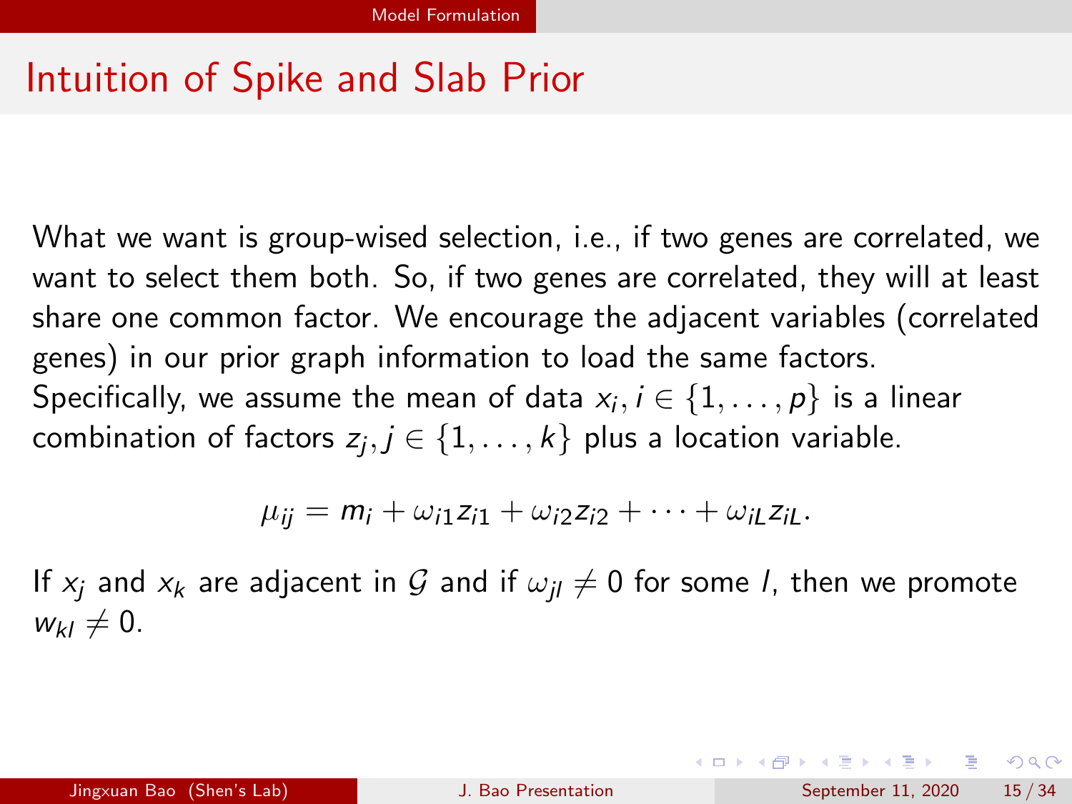# Intuition of Spike and Slab Prior

What we want is group-wised selection, i.e., if two genes are correlated, we want to select them both. So, if two genes are correlated, they will at least share one common factor. We encourage the adjacent variables (correlated genes) in our prior graph information to load the same factors. Specifically, we assume the mean of data $x_i, i \in \{1, \dots, p\}$ is a linear combination of factors $z_j, j \in \{1, \dots, k\}$ plus a location variable.

$$\mu_{ij} = m_i + \omega_{i1} z_{i1} + \omega_{i2} z_{i2} + \cdots + \omega_{iL} z_{iL}.$$

If $x_j$ and $x_k$ are adjacent in $\mathcal{G}$ and if $\omega_{jl} \neq 0$ for some $l$, then we promote $w_{kl} \neq 0$.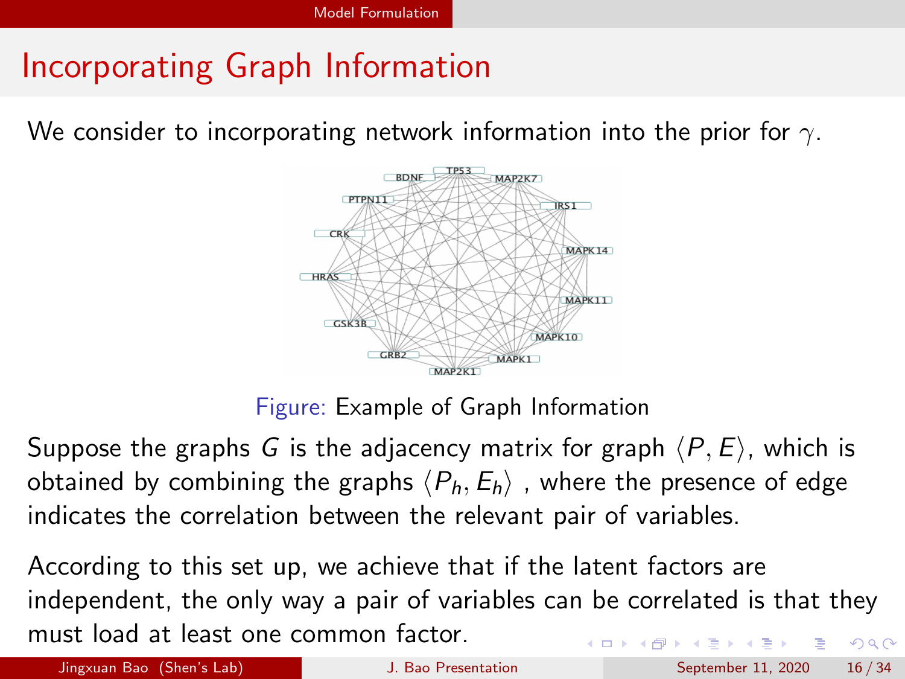# Incorporating Graph Information

We consider to incorporating network information into the prior for $\gamma$.

Figure: Example of Graph Information

Suppose the graphs $G$ is the adjacency matrix for graph $\langle P, E \rangle$, which is obtained by combining the graphs $\langle P_h, E_h \rangle$ , where the presence of edge indicates the correlation between the relevant pair of variables.

According to this set up, we achieve that if the latent factors are independent, the only way a pair of variables can be correlated is that they must load at least one common factor.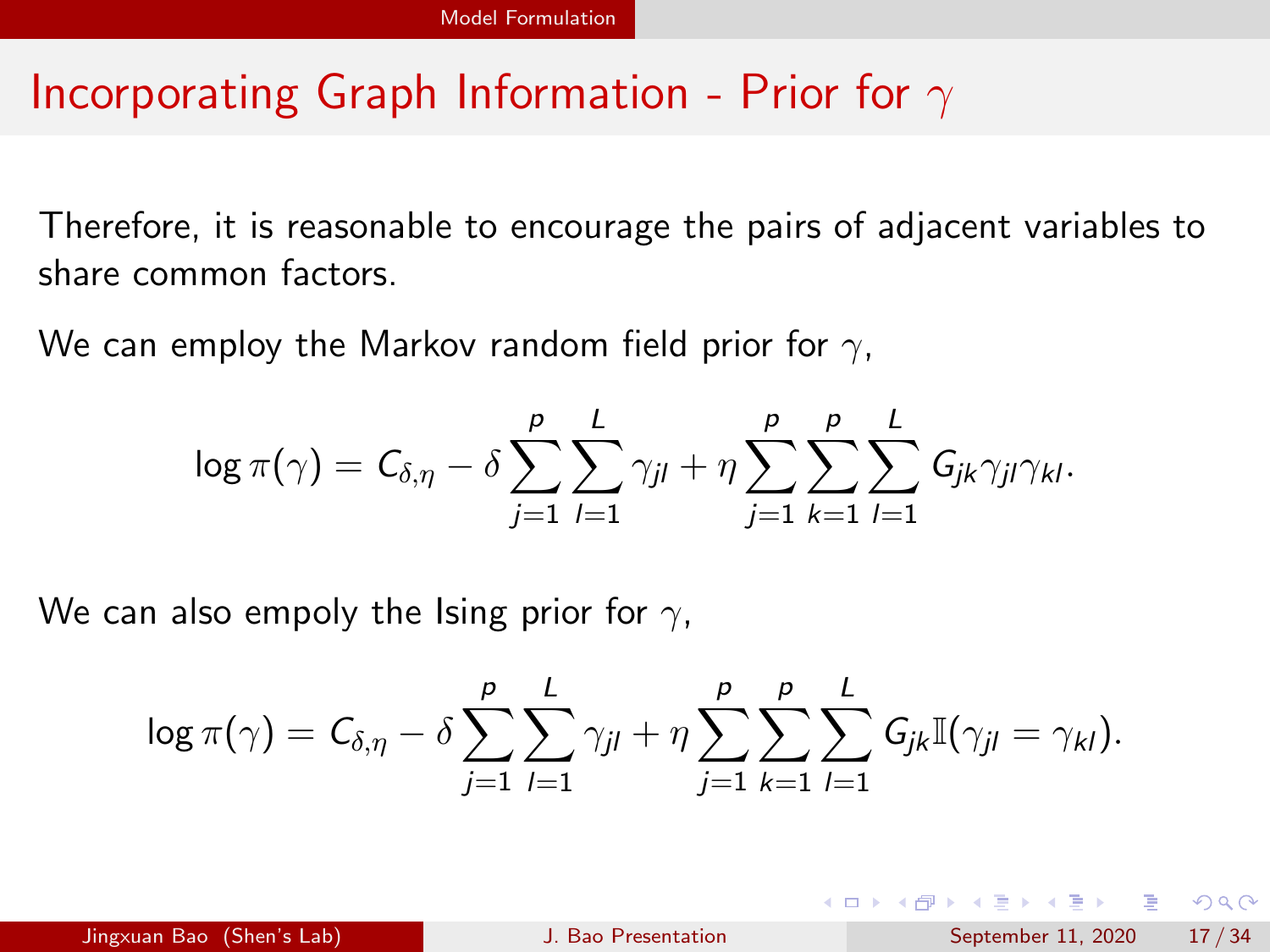## Incorporating Graph Information - Prior for $\gamma$

Therefore, it is reasonable to encourage the pairs of adjacent variables to share common factors.

We can employ the Markov random field prior for $\gamma$,

$$\log \pi(\gamma) = C_{\delta,\eta} - \delta \sum_{j=1}^{p} \sum_{l=1}^{L} \gamma_{jl} + \eta \sum_{j=1}^{p} \sum_{k=1}^{p} \sum_{l=1}^{L} G_{jk} \gamma_{jl} \gamma_{kl}.$$

We can also empoly the Ising prior for $\gamma$,

$$\log \pi(\gamma) = C_{\delta,\eta} - \delta \sum_{j=1}^{p} \sum_{l=1}^{L} \gamma_{jl} + \eta \sum_{j=1}^{p} \sum_{k=1}^{p} \sum_{l=1}^{L} G_{jk} \mathbb{I}(\gamma_{jl} = \gamma_{kl}).$$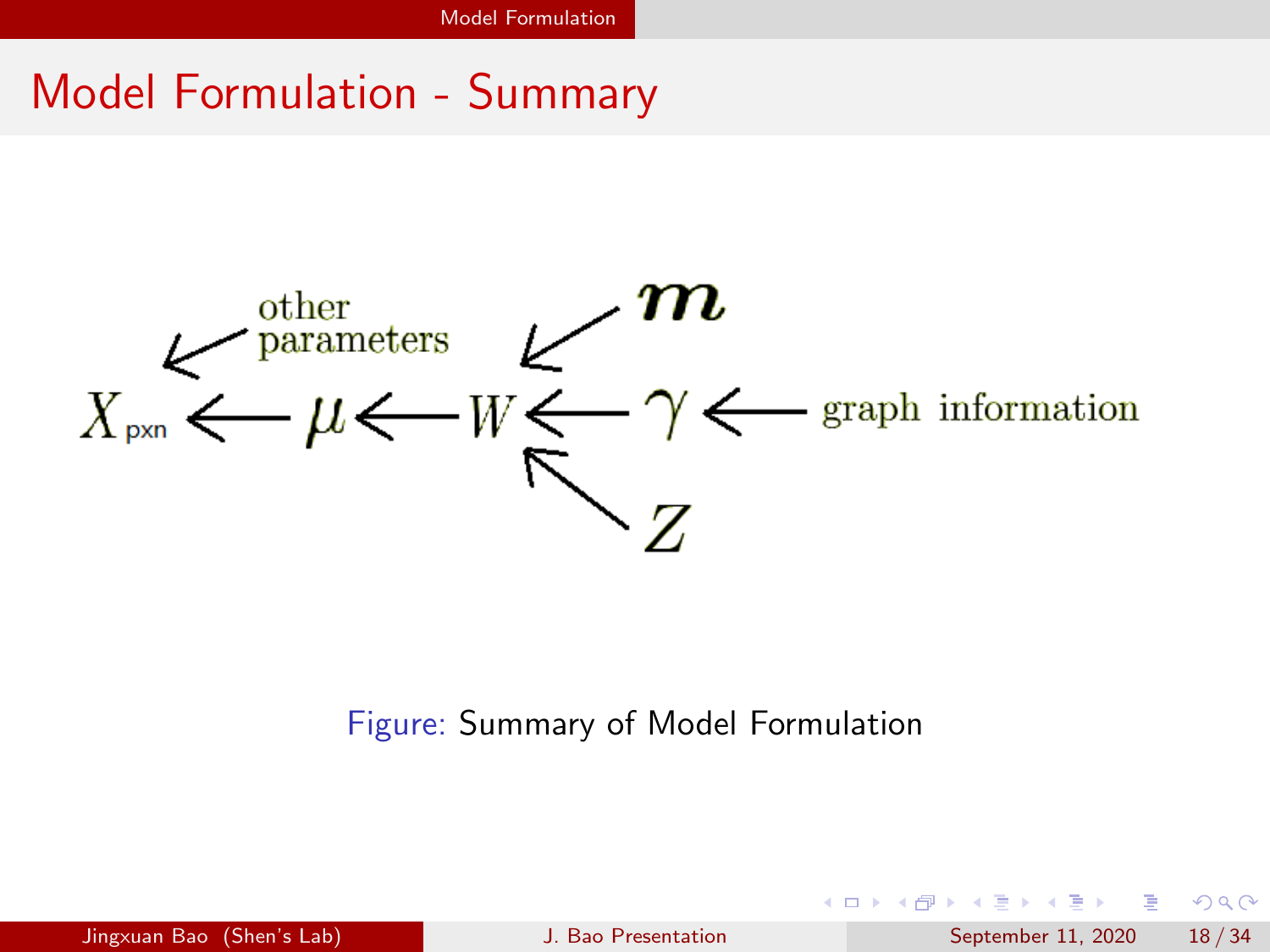# Model Formulation - Summary

$$X_{pxn} \longleftarrow \mu \longleftarrow W \longleftarrow \gamma \longleftarrow \text{graph information}$$

other parameters $\swarrow$ (into $X_{pxn}$); $\boldsymbol{m} \swarrow$ (into $W$); $Z \nwarrow$ (into $W$)

Figure: Summary of Model Formulation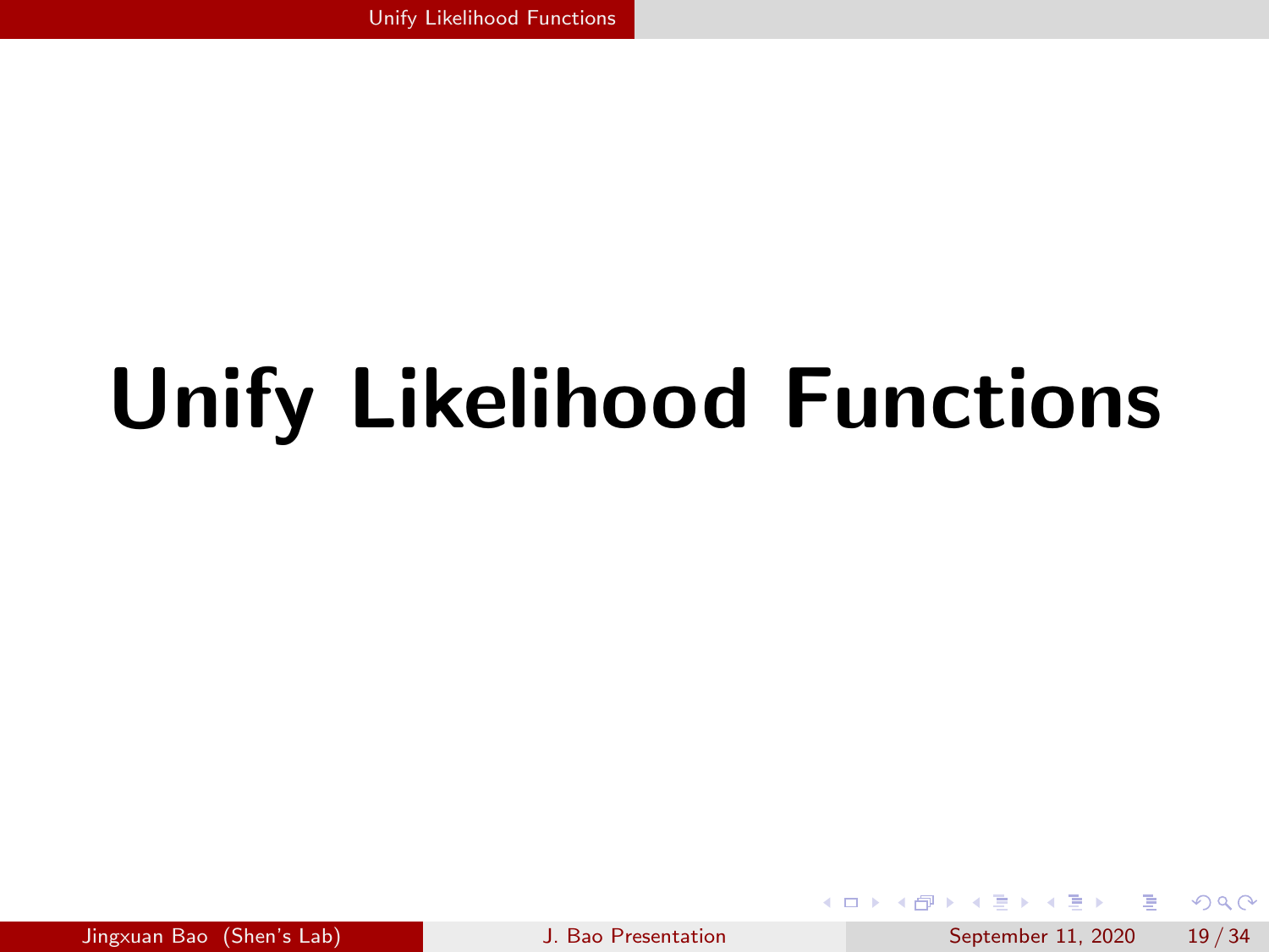# Unify Likelihood Functions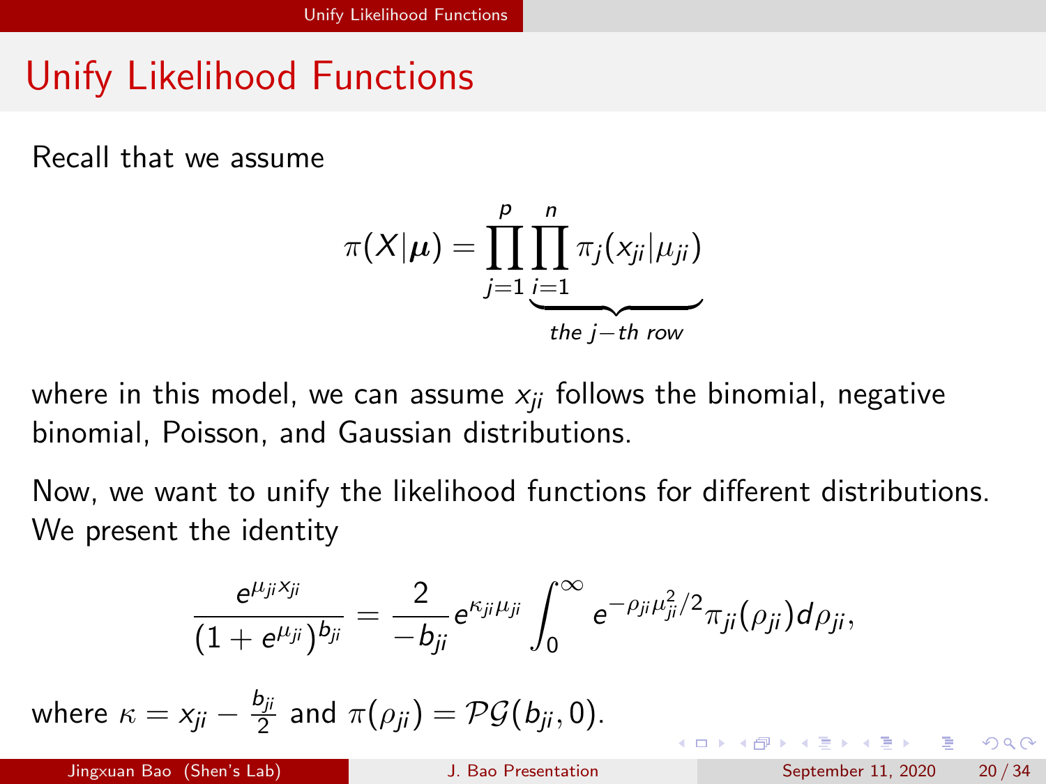# Unify Likelihood Functions

Recall that we assume

$$\pi(X|\boldsymbol{\mu}) = \prod_{j=1}^{p} \underbrace{\prod_{i=1}^{n} \pi_j(x_{ji}|\mu_{ji})}_{the\ j-th\ row}$$

where in this model, we can assume $x_{ji}$ follows the binomial, negative binomial, Poisson, and Gaussian distributions.

Now, we want to unify the likelihood functions for different distributions. We present the identity

$$\frac{e^{\mu_{ji} x_{ji}}}{(1 + e^{\mu_{ji}})^{b_{ji}}} = \frac{2}{-b_{ji}} e^{\kappa_{ji}\mu_{ji}} \int_0^\infty e^{-\rho_{ji}\mu_{ji}^2/2} \pi_{ji}(\rho_{ji}) d\rho_{ji},$$

where $\kappa = x_{ji} - \frac{b_{ji}}{2}$ and $\pi(\rho_{ji}) = \mathcal{PG}(b_{ji}, 0)$.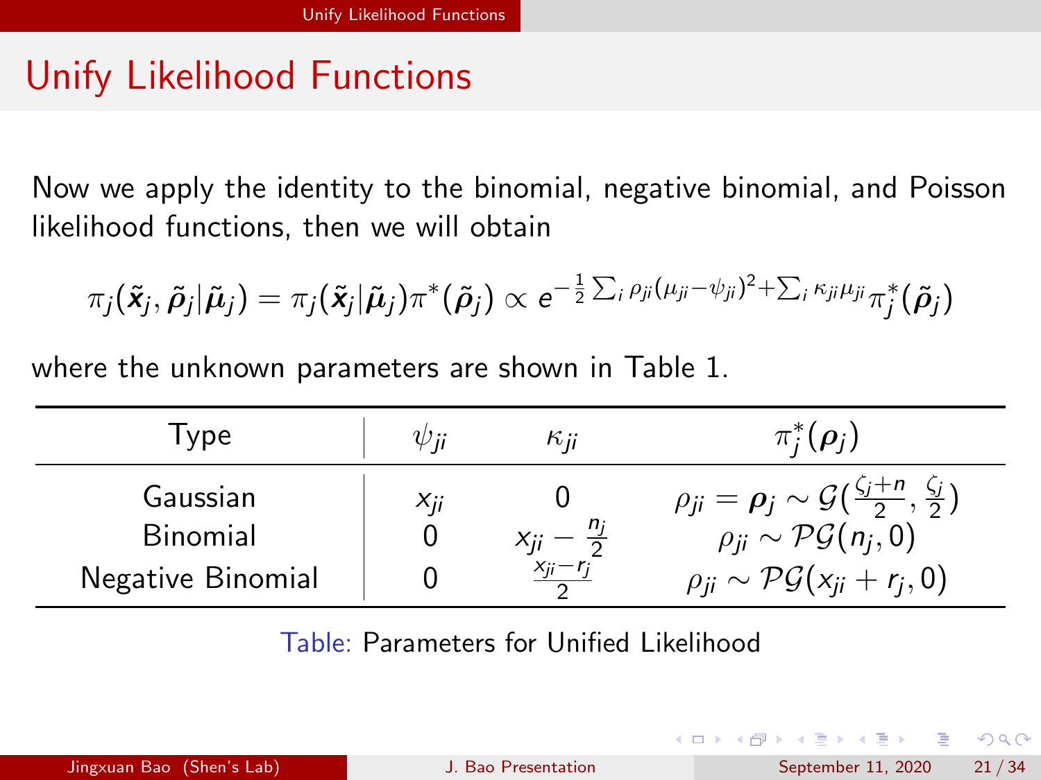# Unify Likelihood Functions

Now we apply the identity to the binomial, negative binomial, and Poisson likelihood functions, then we will obtain

$$\pi_j(\tilde{\boldsymbol{x}}_j, \tilde{\boldsymbol{\rho}}_j | \tilde{\boldsymbol{\mu}}_j) = \pi_j(\tilde{\boldsymbol{x}}_j | \tilde{\boldsymbol{\mu}}_j)\pi^*(\tilde{\boldsymbol{\rho}}_j) \propto e^{-\frac{1}{2}\sum_i \rho_{ji}(\mu_{ji}-\psi_{ji})^2 + \sum_i \kappa_{ji}\mu_{ji}} \pi_j^*(\tilde{\boldsymbol{\rho}}_j)$$

where the unknown parameters are shown in Table 1.

| Type | $\psi_{ji}$ | $\kappa_{ji}$ | $\pi_j^*(\boldsymbol{\rho}_j)$ |
|---|---|---|---|
| Gaussian | $x_{ji}$ | $0$ | $\rho_{ji} = \boldsymbol{\rho}_j \sim \mathcal{G}(\frac{\zeta_j+n}{2}, \frac{\zeta_j}{2})$ |
| Binomial | $0$ | $x_{ji} - \frac{n_j}{2}$ | $\rho_{ji} \sim \mathcal{PG}(n_j, 0)$ |
| Negative Binomial | $0$ | $\frac{x_{ji}-r_j}{2}$ | $\rho_{ji} \sim \mathcal{PG}(x_{ji} + r_j, 0)$ |

Table: Parameters for Unified Likelihood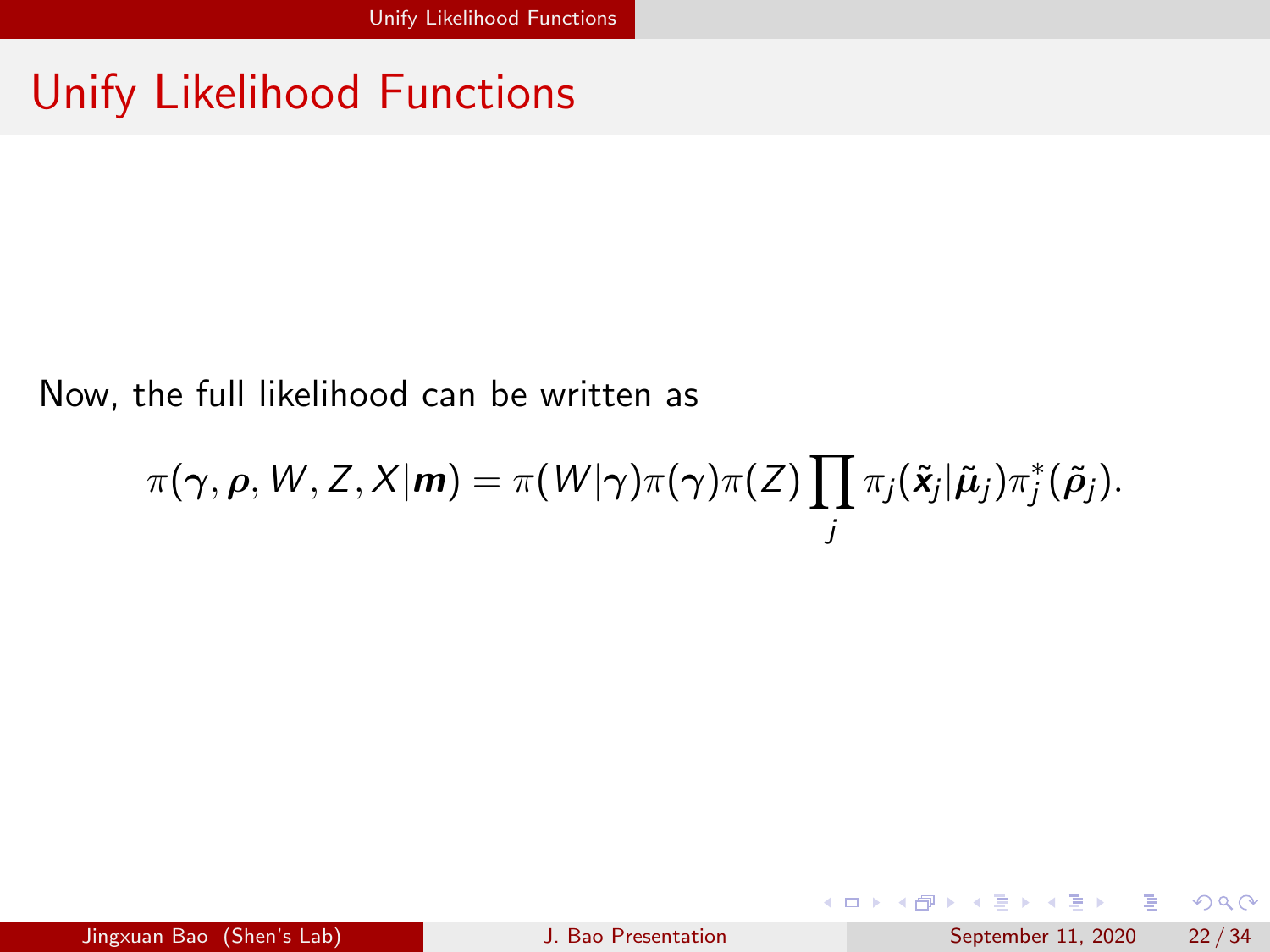# Unify Likelihood Functions

Now, the full likelihood can be written as

$$\pi(\boldsymbol{\gamma}, \boldsymbol{\rho}, W, Z, X|\boldsymbol{m}) = \pi(W|\boldsymbol{\gamma})\pi(\boldsymbol{\gamma})\pi(Z)\prod_j \pi_j(\tilde{\boldsymbol{x}}_j|\tilde{\boldsymbol{\mu}}_j)\pi_j^*(\tilde{\boldsymbol{\rho}}_j).$$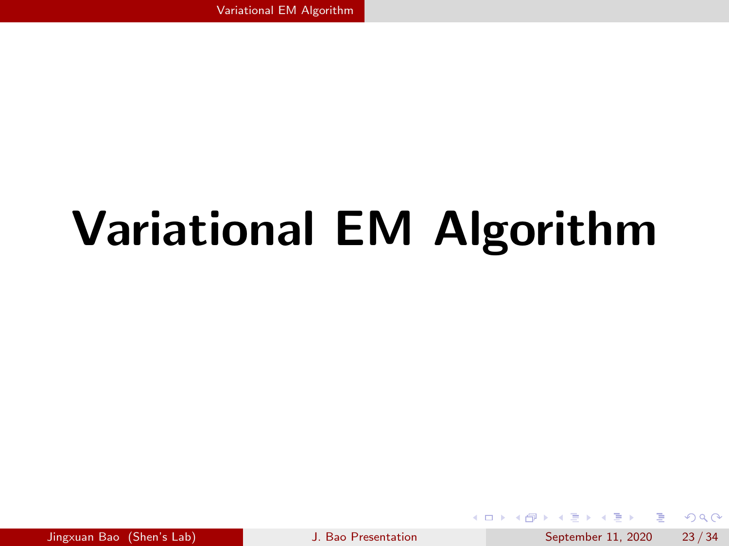# Variational EM Algorithm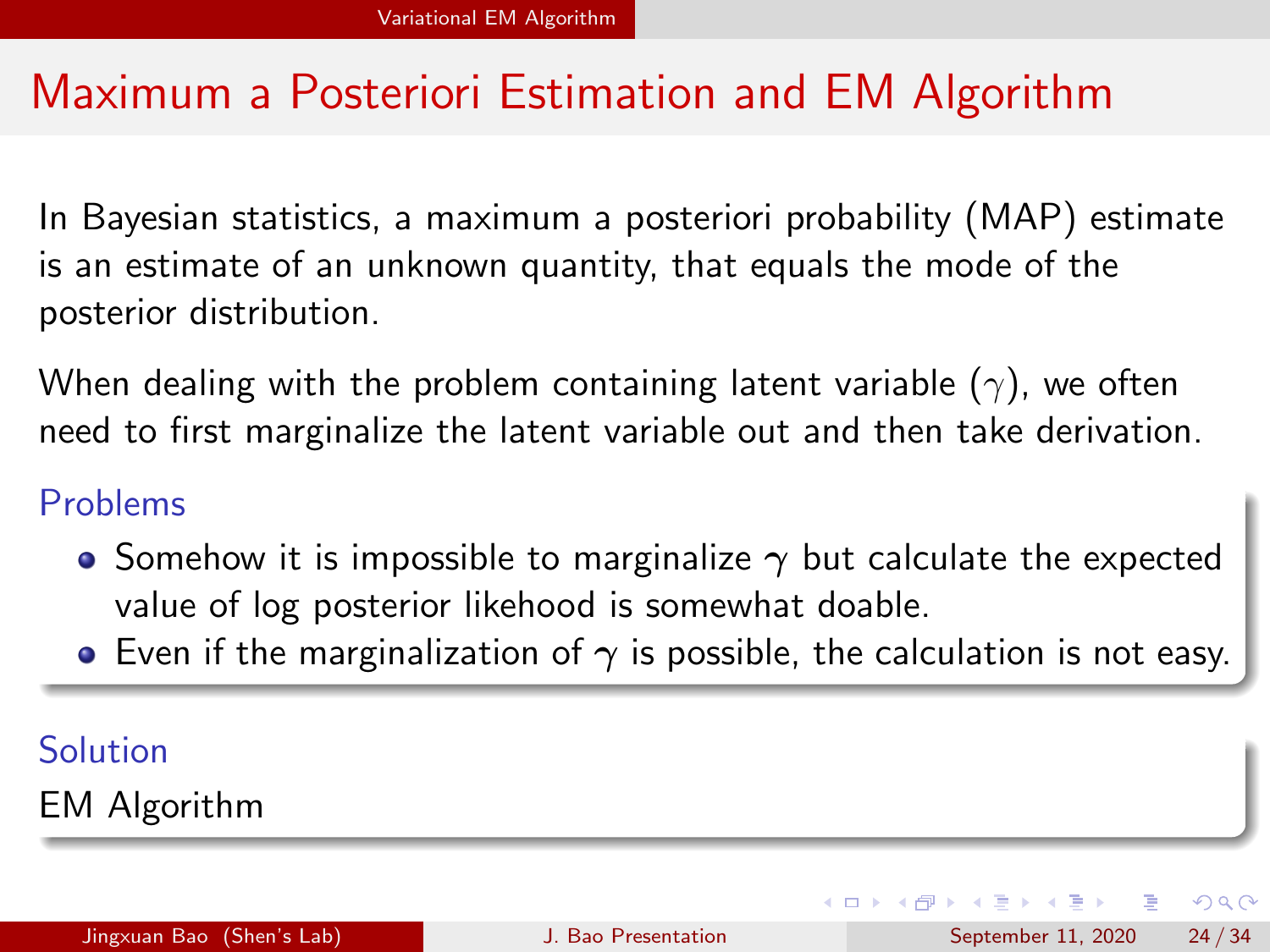# Maximum a Posteriori Estimation and EM Algorithm

In Bayesian statistics, a maximum a posteriori probability (MAP) estimate is an estimate of an unknown quantity, that equals the mode of the posterior distribution.

When dealing with the problem containing latent variable ($\gamma$), we often need to first marginalize the latent variable out and then take derivation.

### Problems

- Somehow it is impossible to marginalize $\gamma$ but calculate the expected value of log posterior likehood is somewhat doable.
- Even if the marginalization of $\gamma$ is possible, the calculation is not easy.

### Solution

EM Algorithm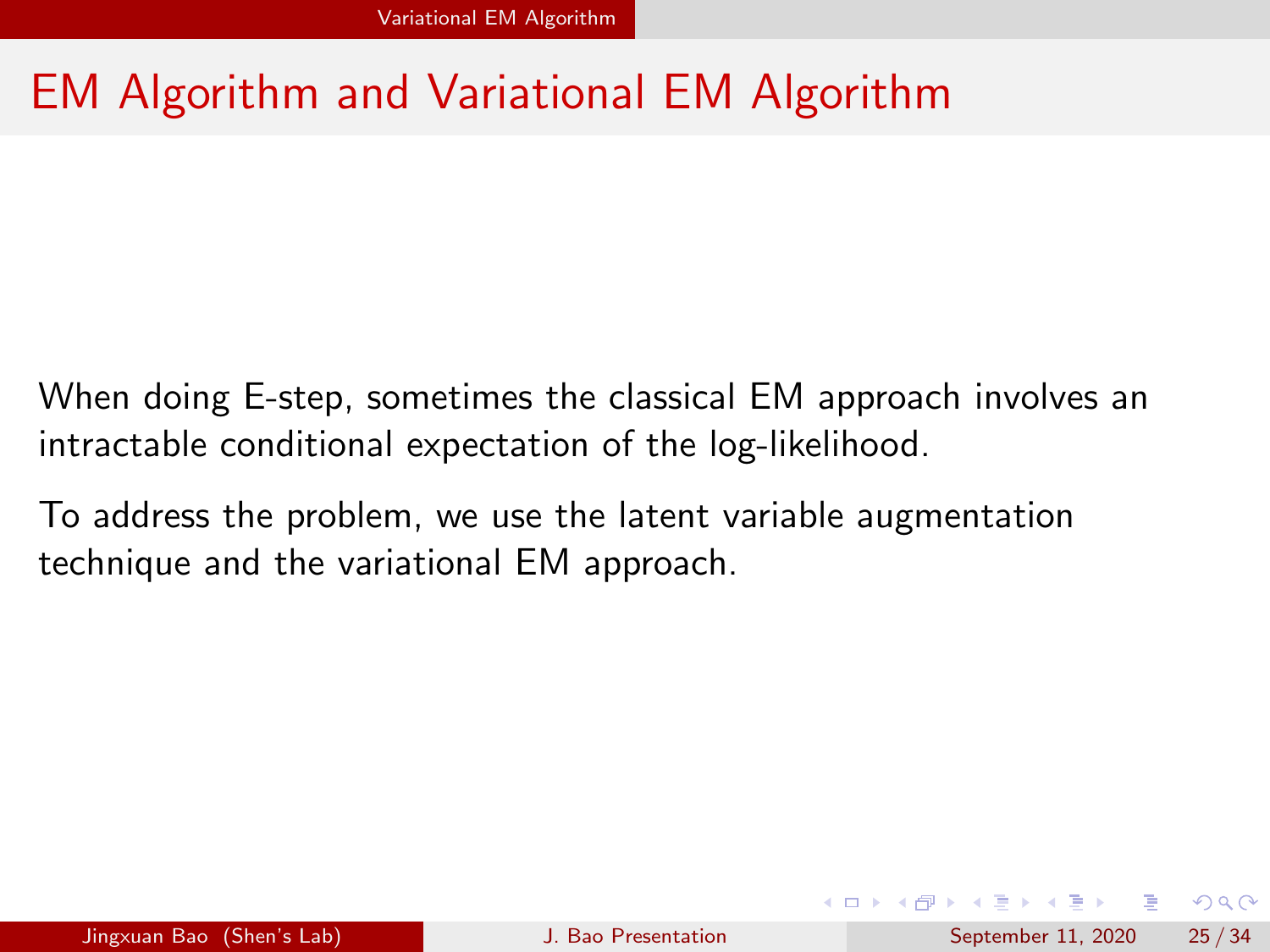# EM Algorithm and Variational EM Algorithm

When doing E-step, sometimes the classical EM approach involves an intractable conditional expectation of the log-likelihood.

To address the problem, we use the latent variable augmentation technique and the variational EM approach.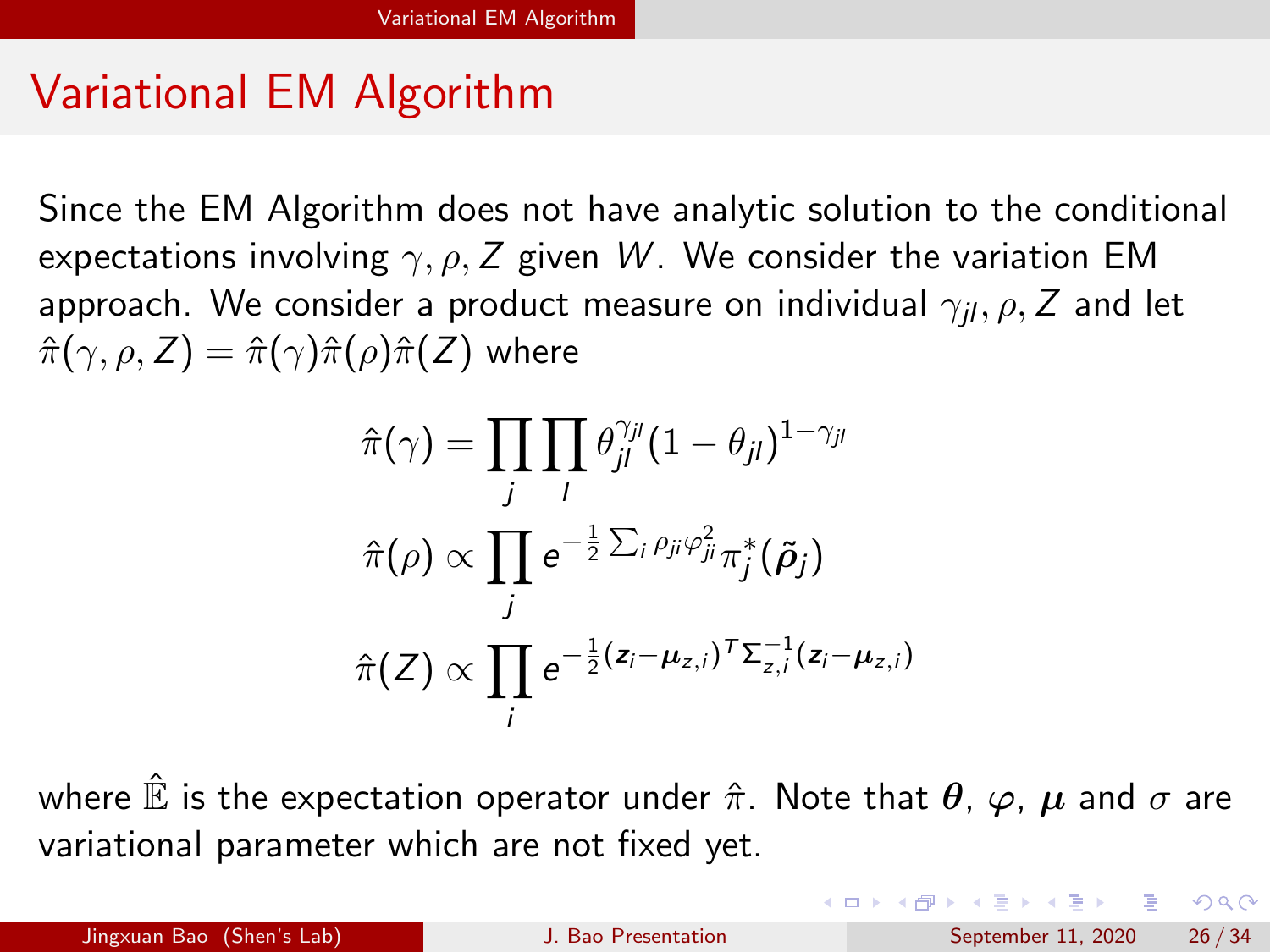# Variational EM Algorithm

Since the EM Algorithm does not have analytic solution to the conditional expectations involving $\gamma, \rho, Z$ given $W$. We consider the variation EM approach. We consider a product measure on individual $\gamma_{jl}, \rho, Z$ and let $\hat{\pi}(\gamma, \rho, Z) = \hat{\pi}(\gamma)\hat{\pi}(\rho)\hat{\pi}(Z)$ where

$$
\begin{aligned}
\hat{\pi}(\gamma) &= \prod_j \prod_l \theta_{jl}^{\gamma_{jl}} (1 - \theta_{jl})^{1-\gamma_{jl}} \\
\hat{\pi}(\rho) &\propto \prod_j e^{-\frac{1}{2}\sum_i \rho_{ji}\varphi_{ji}^2} \pi_j^*(\tilde{\boldsymbol{\rho}}_j) \\
\hat{\pi}(Z) &\propto \prod_i e^{-\frac{1}{2}(\boldsymbol{z}_i - \boldsymbol{\mu}_{z,i})^T \boldsymbol{\Sigma}_{z,i}^{-1} (\boldsymbol{z}_i - \boldsymbol{\mu}_{z,i})}
\end{aligned}
$$

where $\hat{\mathbb{E}}$ is the expectation operator under $\hat{\pi}$. Note that $\boldsymbol{\theta}$, $\boldsymbol{\varphi}$, $\boldsymbol{\mu}$ and $\sigma$ are variational parameter which are not fixed yet.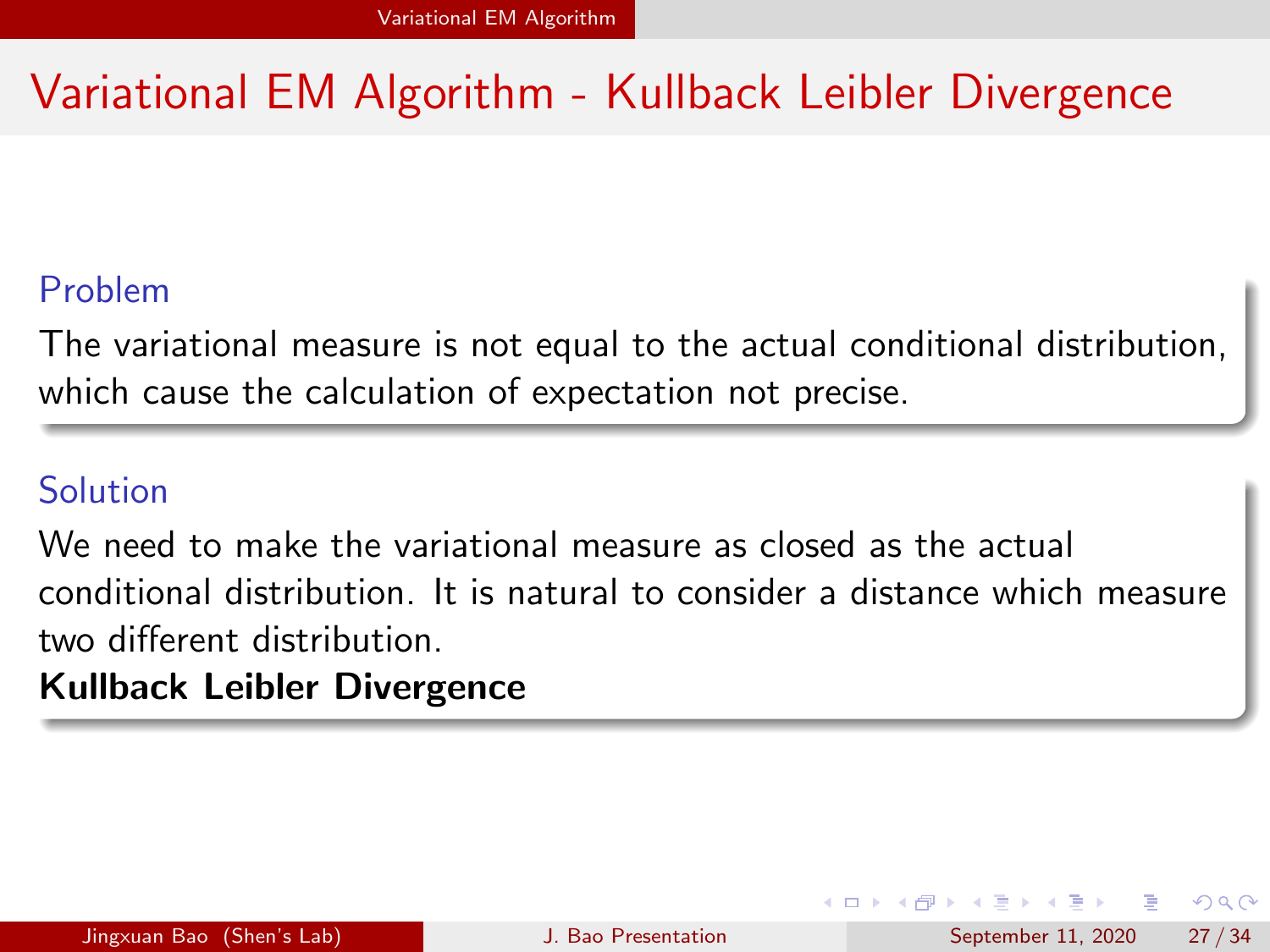# Variational EM Algorithm - Kullback Leibler Divergence

### Problem

The variational measure is not equal to the actual conditional distribution, which cause the calculation of expectation not precise.

### Solution

We need to make the variational measure as closed as the actual conditional distribution. It is natural to consider a distance which measure two different distribution.

**Kullback Leibler Divergence**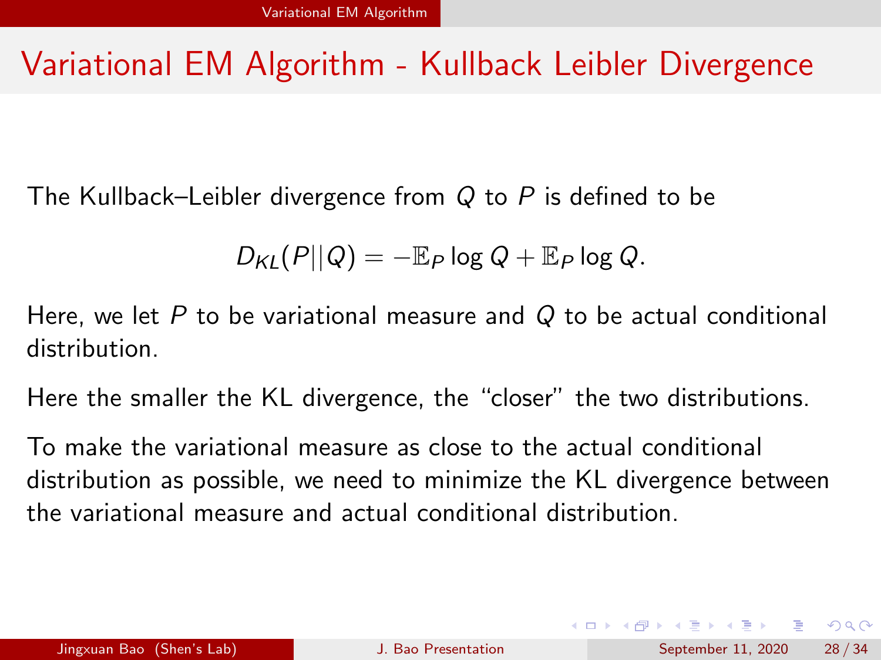# Variational EM Algorithm - Kullback Leibler Divergence

The Kullback–Leibler divergence from $Q$ to $P$ is defined to be

$$D_{KL}(P||Q) = -\mathbb{E}_P \log Q + \mathbb{E}_P \log Q.$$

Here, we let $P$ to be variational measure and $Q$ to be actual conditional distribution.

Here the smaller the KL divergence, the "closer" the two distributions.

To make the variational measure as close to the actual conditional distribution as possible, we need to minimize the KL divergence between the variational measure and actual conditional distribution.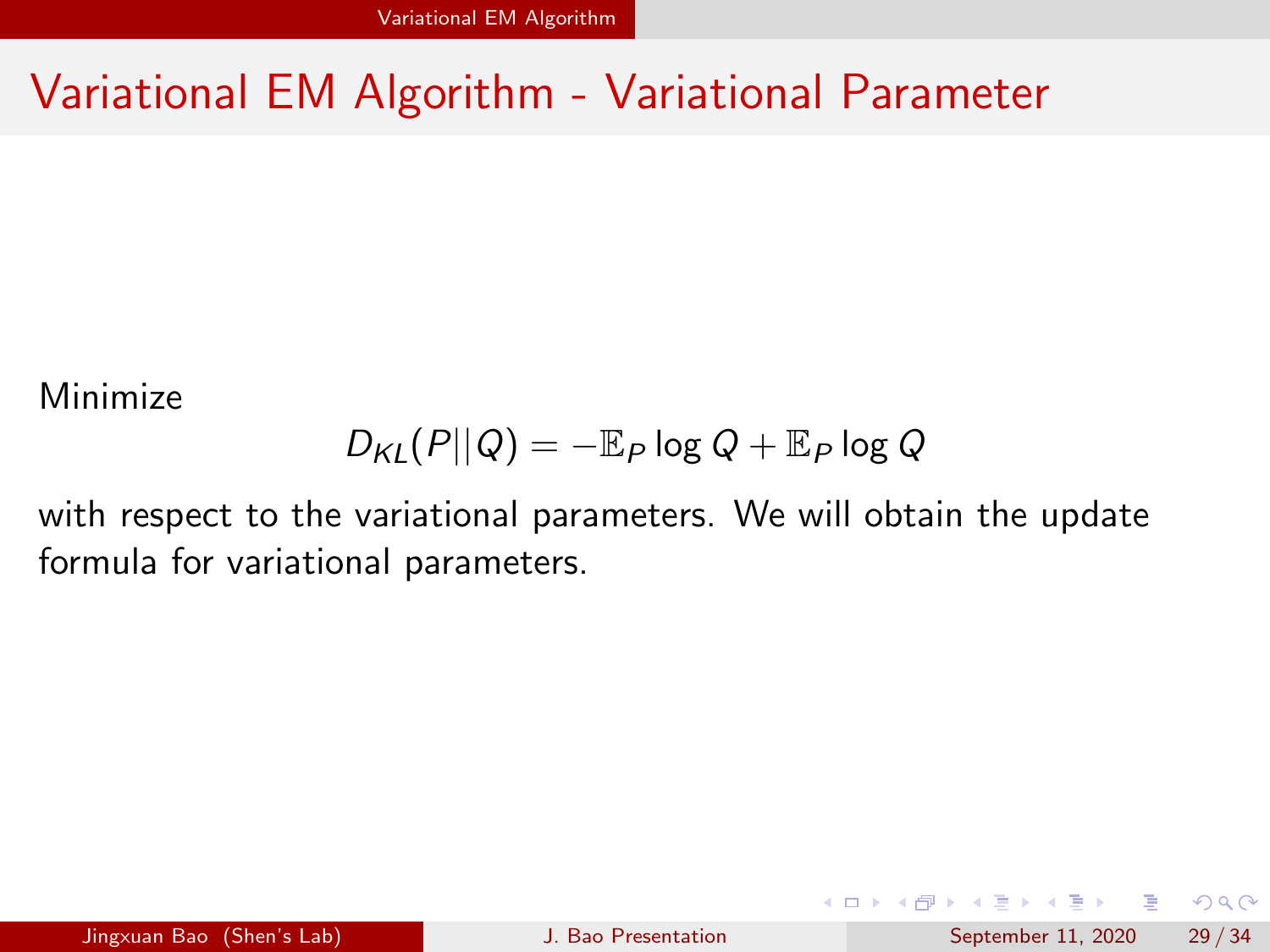# Variational EM Algorithm - Variational Parameter

Minimize

$$D_{KL}(P||Q) = -\mathbb{E}_P \log Q + \mathbb{E}_P \log Q$$

with respect to the variational parameters. We will obtain the update formula for variational parameters.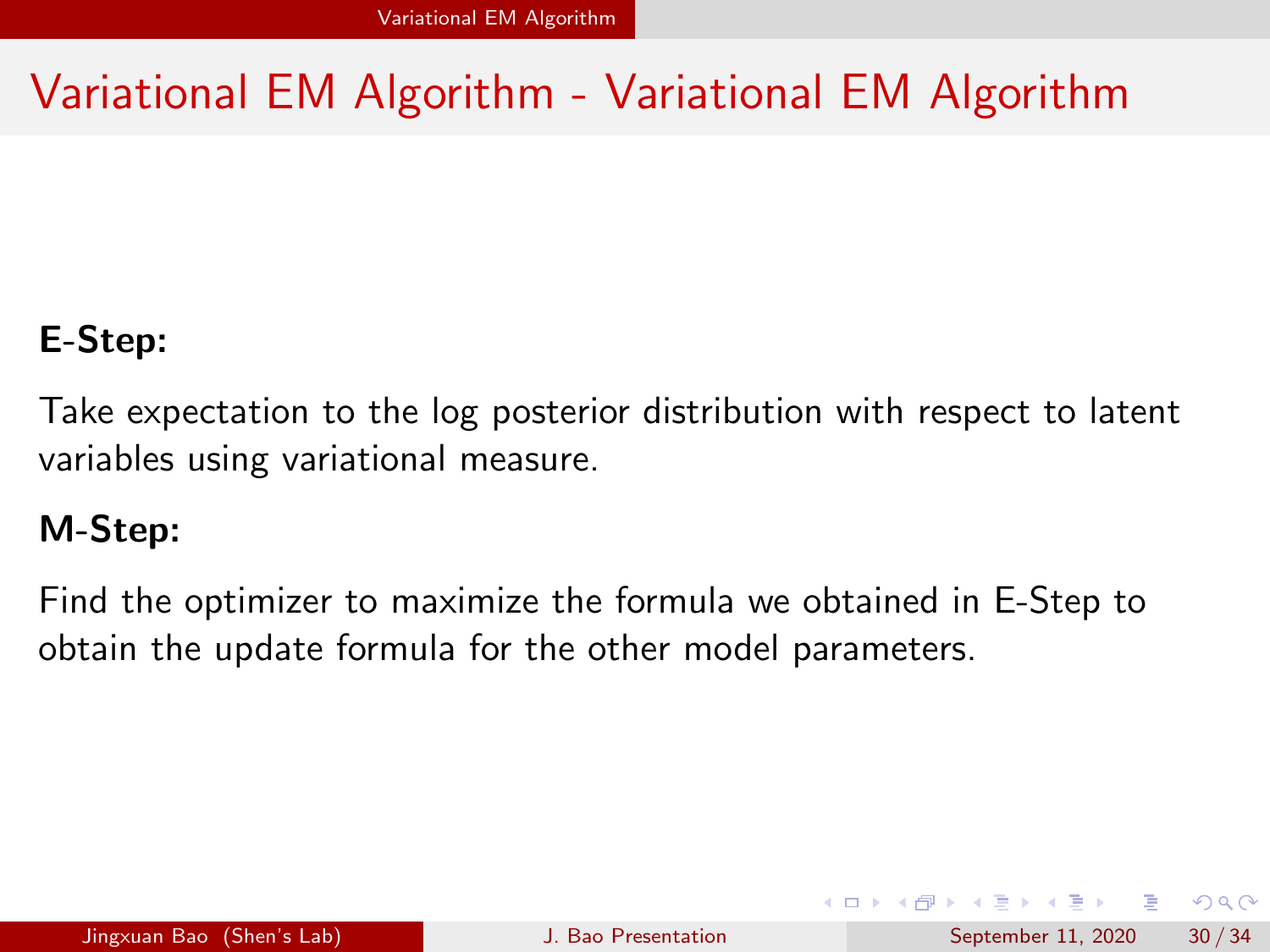# Variational EM Algorithm - Variational EM Algorithm

**E-Step:**

Take expectation to the log posterior distribution with respect to latent variables using variational measure.

**M-Step:**

Find the optimizer to maximize the formula we obtained in E-Step to obtain the update formula for the other model parameters.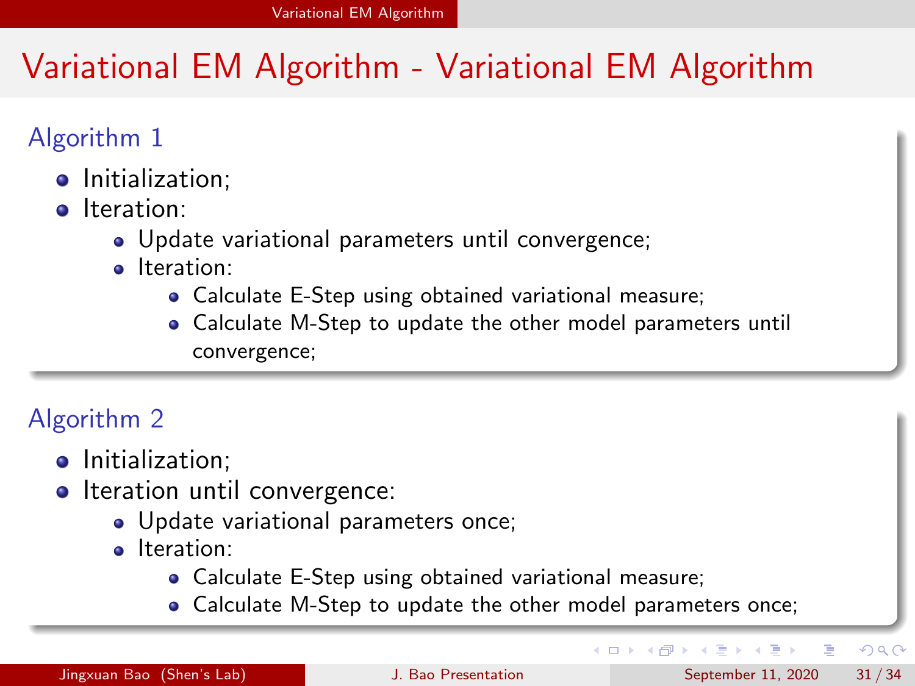# Variational EM Algorithm - Variational EM Algorithm

### Algorithm 1

- Initialization;
- Iteration:
  - Update variational parameters until convergence;
  - Iteration:
    - Calculate E-Step using obtained variational measure;
    - Calculate M-Step to update the other model parameters until convergence;

### Algorithm 2

- Initialization;
- Iteration until convergence:
  - Update variational parameters once;
  - Iteration:
    - Calculate E-Step using obtained variational measure;
    - Calculate M-Step to update the other model parameters once;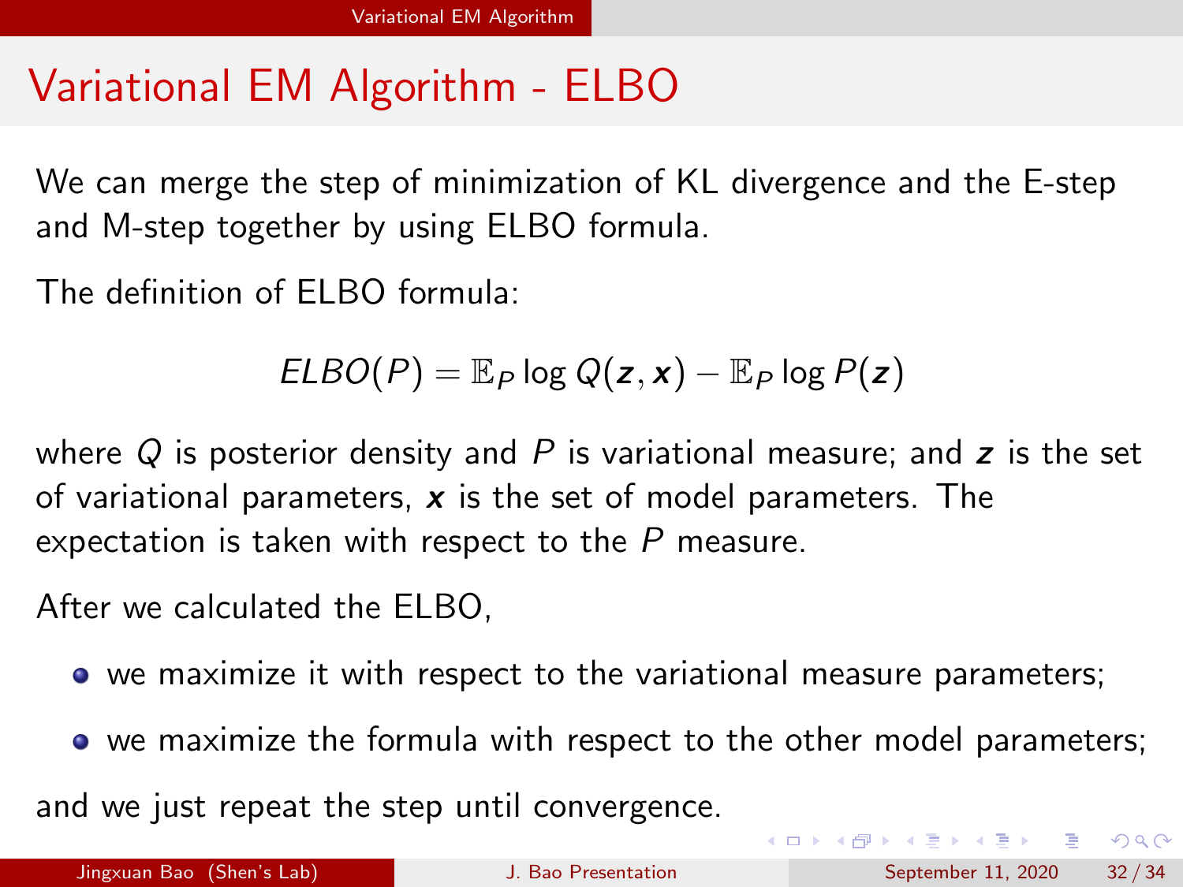# Variational EM Algorithm - ELBO

We can merge the step of minimization of KL divergence and the E-step and M-step together by using ELBO formula.

The definition of ELBO formula:

$$ELBO(P) = \mathbb{E}_P \log Q(\boldsymbol{z}, \boldsymbol{x}) - \mathbb{E}_P \log P(\boldsymbol{z})$$

where $Q$ is posterior density and $P$ is variational measure; and $\boldsymbol{z}$ is the set of variational parameters, $\boldsymbol{x}$ is the set of model parameters. The expectation is taken with respect to the $P$ measure.

After we calculated the ELBO,

- we maximize it with respect to the variational measure parameters;
- we maximize the formula with respect to the other model parameters;

and we just repeat the step until convergence.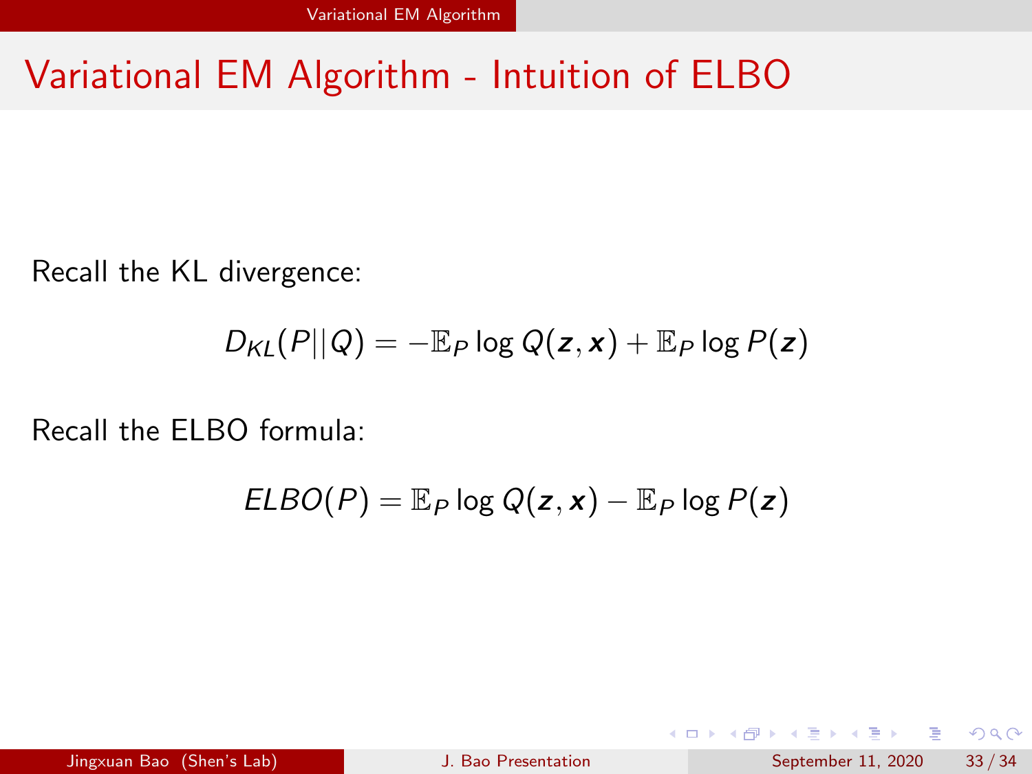# Variational EM Algorithm - Intuition of ELBO

Recall the KL divergence:

$$D_{KL}(P||Q) = -\mathbb{E}_P \log Q(\boldsymbol{z}, \boldsymbol{x}) + \mathbb{E}_P \log P(\boldsymbol{z})$$

Recall the ELBO formula:

$$ELBO(P) = \mathbb{E}_P \log Q(\boldsymbol{z}, \boldsymbol{x}) - \mathbb{E}_P \log P(\boldsymbol{z})$$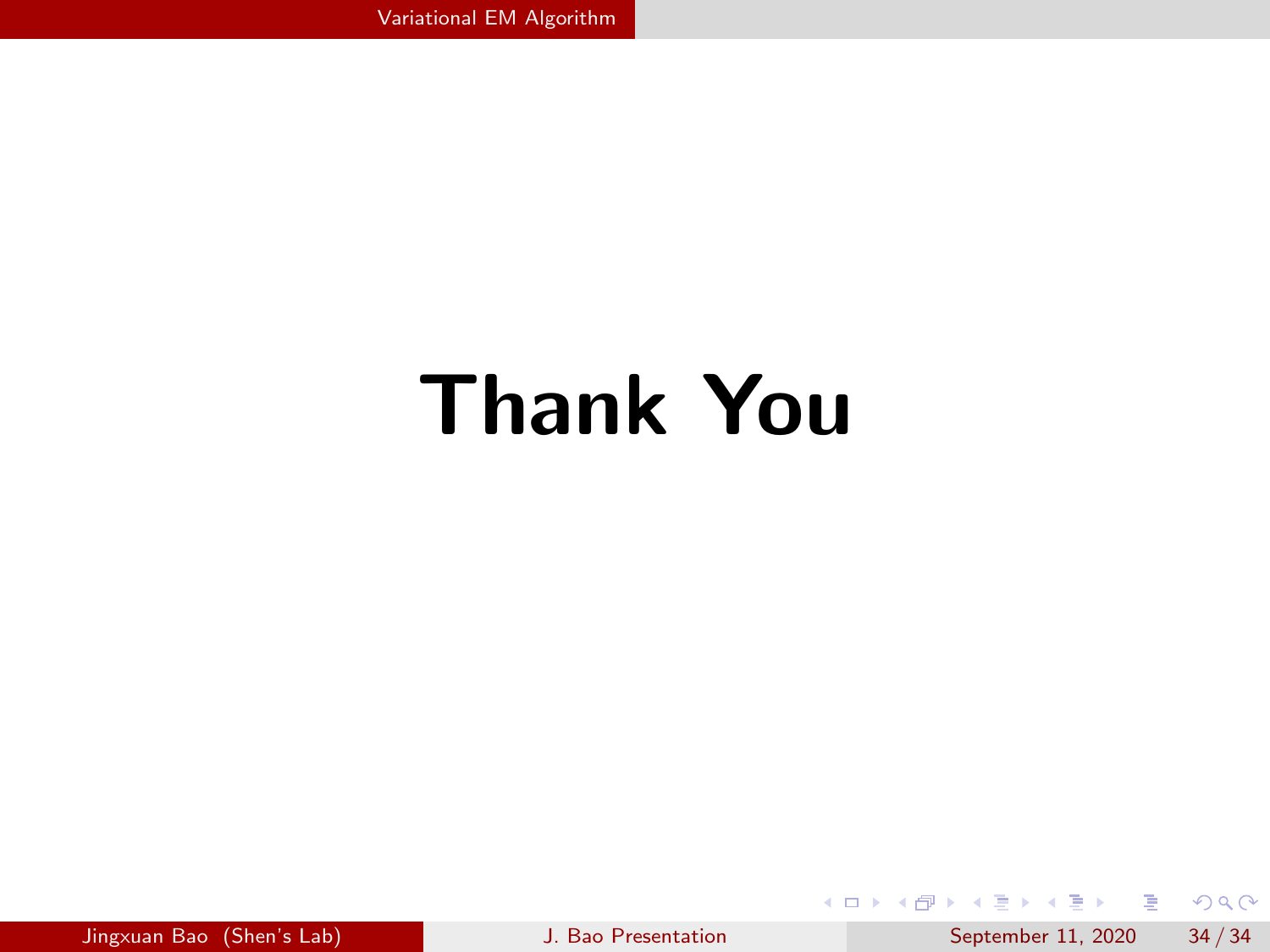# Thank You